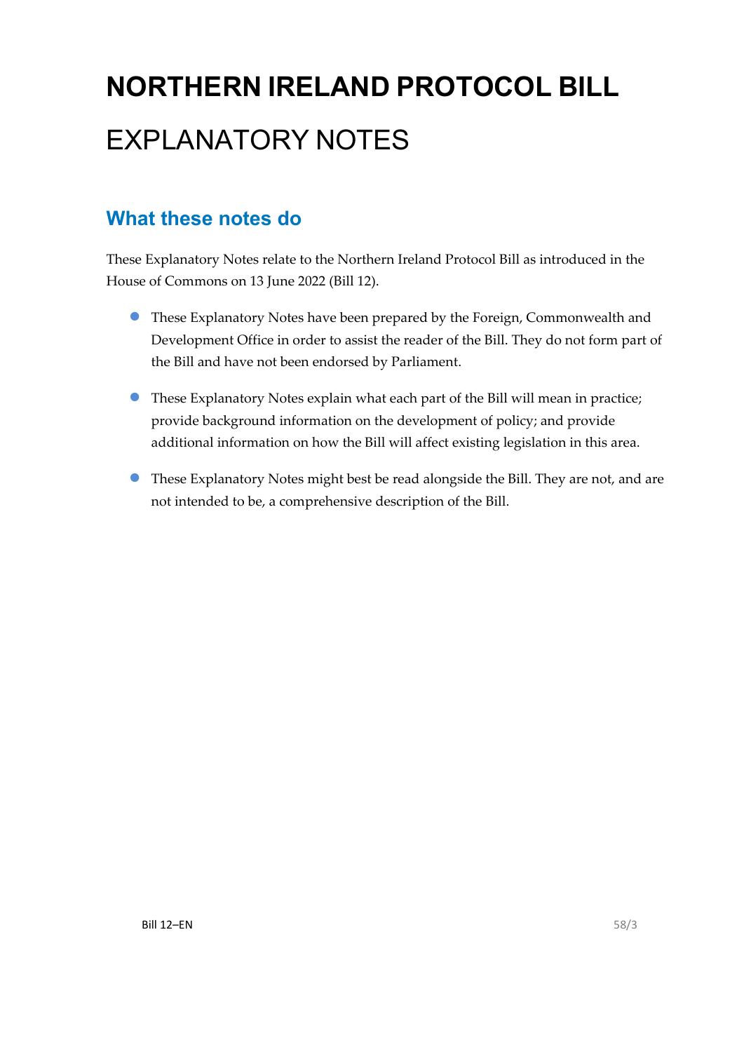# NORTHERN IRELAND PROTOCOL BILL

# EXPLANATORY NOTES

## What these notes do

These Explanatory Notes relate to the Northern Ireland Protocol Bill as introduced in the House of Commons on 13 June 2022 (Bill 12).

- These Explanatory Notes have been prepared by the Foreign, Commonwealth and Development Office in order to assist the reader of the Bill. They do not form part of the Bill and have not been endorsed by Parliament.
- These Explanatory Notes explain what each part of the Bill will mean in practice; provide background information on the development of policy; and provide additional information on how the Bill will affect existing legislation in this area.
- These Explanatory Notes might best be read alongside the Bill. They are not, and are not intended to be, a comprehensive description of the Bill.

Bill 12–EN 58/3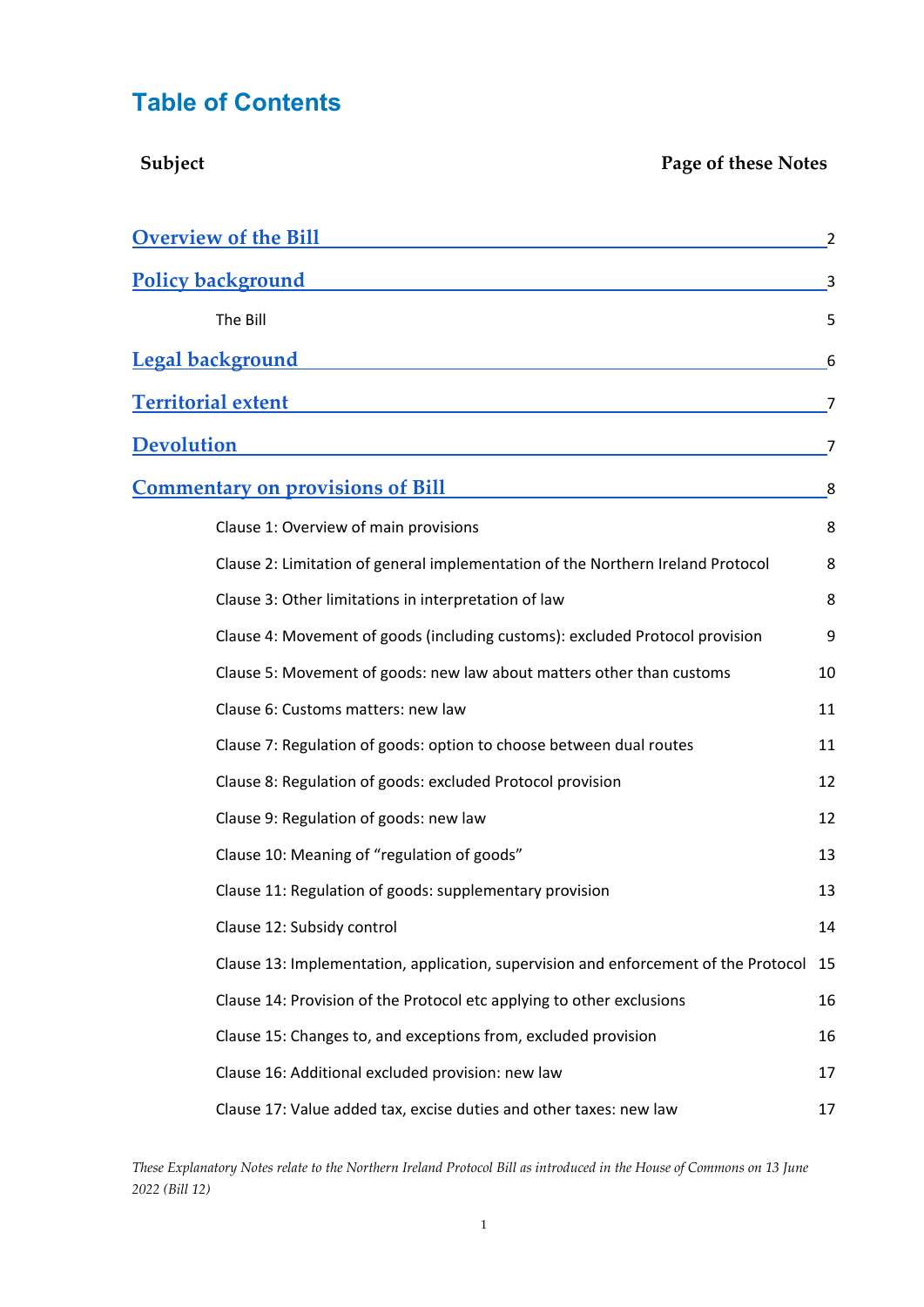# Table of Contents

| Subject | Page of these Notes |
| --- | --- |
| Overview of the Bill | 2 |
| Policy background | 3 |
| The Bill | 5 |
| Legal background | 6 |
| Territorial extent | 7 |
| Devolution | 7 |
| Commentary on provisions of Bill | 8 |
| Clause 1: Overview of main provisions | 8 |
| Clause 2: Limitation of general implementation of the Northern Ireland Protocol | 8 |
| Clause 3: Other limitations in interpretation of law | 8 |
| Clause 4: Movement of goods (including customs): excluded Protocol provision | 9 |
| Clause 5: Movement of goods: new law about matters other than customs | 10 |
| Clause 6: Customs matters: new law | 11 |
| Clause 7: Regulation of goods: option to choose between dual routes | 11 |
| Clause 8: Regulation of goods: excluded Protocol provision | 12 |
| Clause 9: Regulation of goods: new law | 12 |
| Clause 10: Meaning of "regulation of goods" | 13 |
| Clause 11: Regulation of goods: supplementary provision | 13 |
| Clause 12: Subsidy control | 14 |
| Clause 13: Implementation, application, supervision and enforcement of the Protocol | 15 |
| Clause 14: Provision of the Protocol etc applying to other exclusions | 16 |
| Clause 15: Changes to, and exceptions from, excluded provision | 16 |
| Clause 16: Additional excluded provision: new law | 17 |
| Clause 17: Value added tax, excise duties and other taxes: new law | 17 |

*These Explanatory Notes relate to the Northern Ireland Protocol Bill as introduced in the House of Commons on 13 June 2022 (Bill 12)*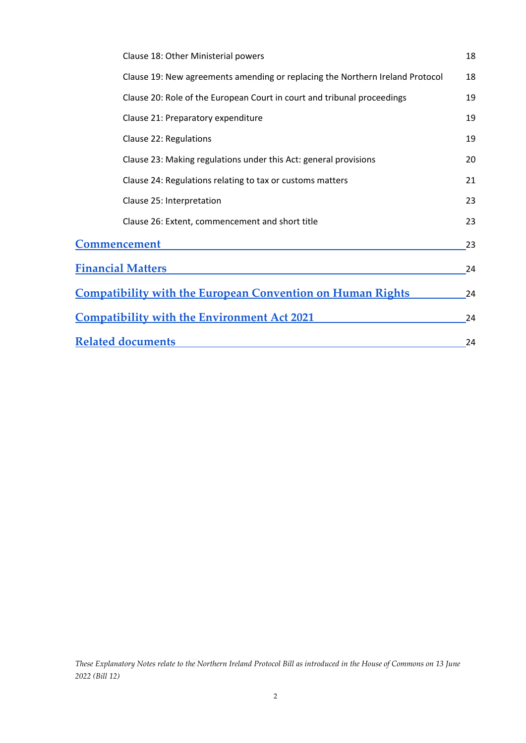| | |
|---|---|
| Clause 18: Other Ministerial powers | 18 |
| Clause 19: New agreements amending or replacing the Northern Ireland Protocol | 18 |
| Clause 20: Role of the European Court in court and tribunal proceedings | 19 |
| Clause 21: Preparatory expenditure | 19 |
| Clause 22: Regulations | 19 |
| Clause 23: Making regulations under this Act: general provisions | 20 |
| Clause 24: Regulations relating to tax or customs matters | 21 |
| Clause 25: Interpretation | 23 |
| Clause 26: Extent, commencement and short title | 23 |
| **Commencement** | 23 |
| **Financial Matters** | 24 |
| **Compatibility with the European Convention on Human Rights** | 24 |
| **Compatibility with the Environment Act 2021** | 24 |
| **Related documents** | 24 |

*These Explanatory Notes relate to the Northern Ireland Protocol Bill as introduced in the House of Commons on 13 June 2022 (Bill 12)*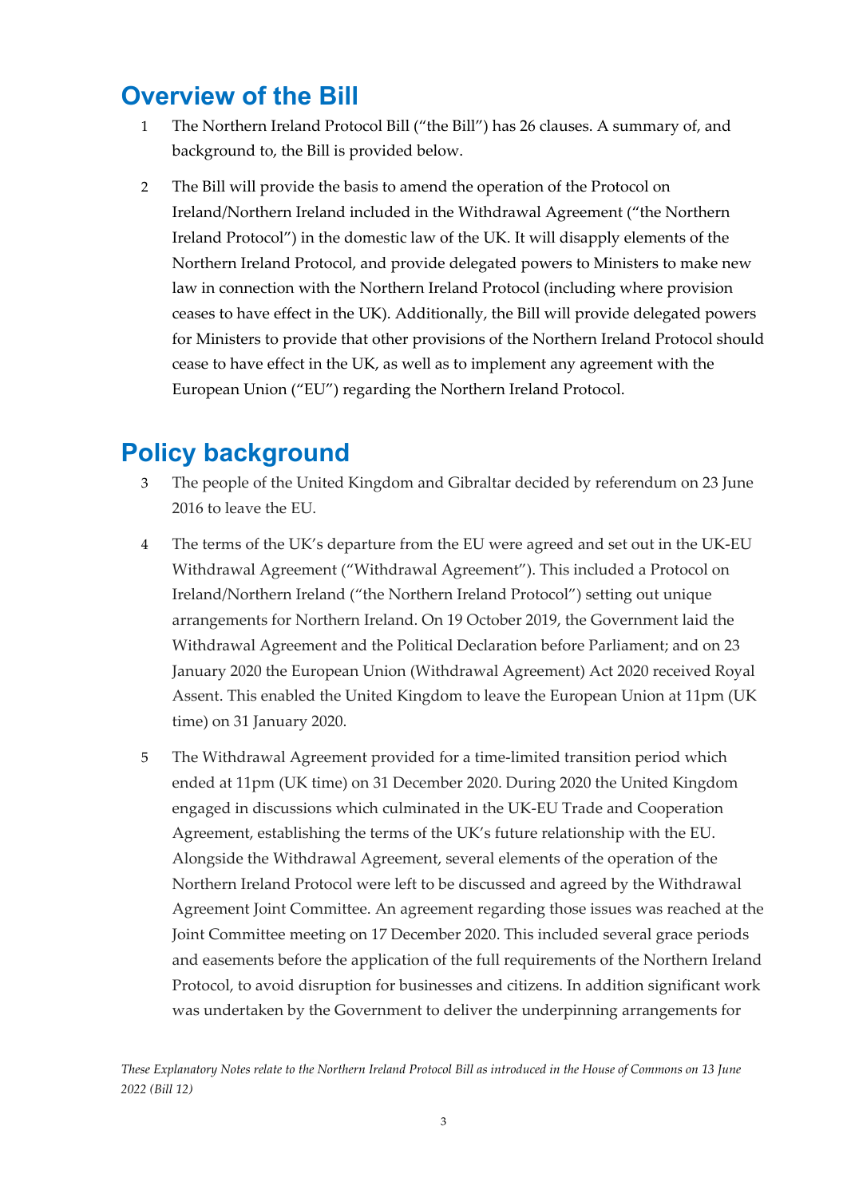# Overview of the Bill

1 The Northern Ireland Protocol Bill ("the Bill") has 26 clauses. A summary of, and background to, the Bill is provided below.

2 The Bill will provide the basis to amend the operation of the Protocol on Ireland/Northern Ireland included in the Withdrawal Agreement ("the Northern Ireland Protocol") in the domestic law of the UK. It will disapply elements of the Northern Ireland Protocol, and provide delegated powers to Ministers to make new law in connection with the Northern Ireland Protocol (including where provision ceases to have effect in the UK). Additionally, the Bill will provide delegated powers for Ministers to provide that other provisions of the Northern Ireland Protocol should cease to have effect in the UK, as well as to implement any agreement with the European Union ("EU") regarding the Northern Ireland Protocol.

# Policy background

3 The people of the United Kingdom and Gibraltar decided by referendum on 23 June 2016 to leave the EU.

4 The terms of the UK's departure from the EU were agreed and set out in the UK-EU Withdrawal Agreement ("Withdrawal Agreement"). This included a Protocol on Ireland/Northern Ireland ("the Northern Ireland Protocol") setting out unique arrangements for Northern Ireland. On 19 October 2019, the Government laid the Withdrawal Agreement and the Political Declaration before Parliament; and on 23 January 2020 the European Union (Withdrawal Agreement) Act 2020 received Royal Assent. This enabled the United Kingdom to leave the European Union at 11pm (UK time) on 31 January 2020.

5 The Withdrawal Agreement provided for a time-limited transition period which ended at 11pm (UK time) on 31 December 2020. During 2020 the United Kingdom engaged in discussions which culminated in the UK-EU Trade and Cooperation Agreement, establishing the terms of the UK's future relationship with the EU. Alongside the Withdrawal Agreement, several elements of the operation of the Northern Ireland Protocol were left to be discussed and agreed by the Withdrawal Agreement Joint Committee. An agreement regarding those issues was reached at the Joint Committee meeting on 17 December 2020. This included several grace periods and easements before the application of the full requirements of the Northern Ireland Protocol, to avoid disruption for businesses and citizens. In addition significant work was undertaken by the Government to deliver the underpinning arrangements for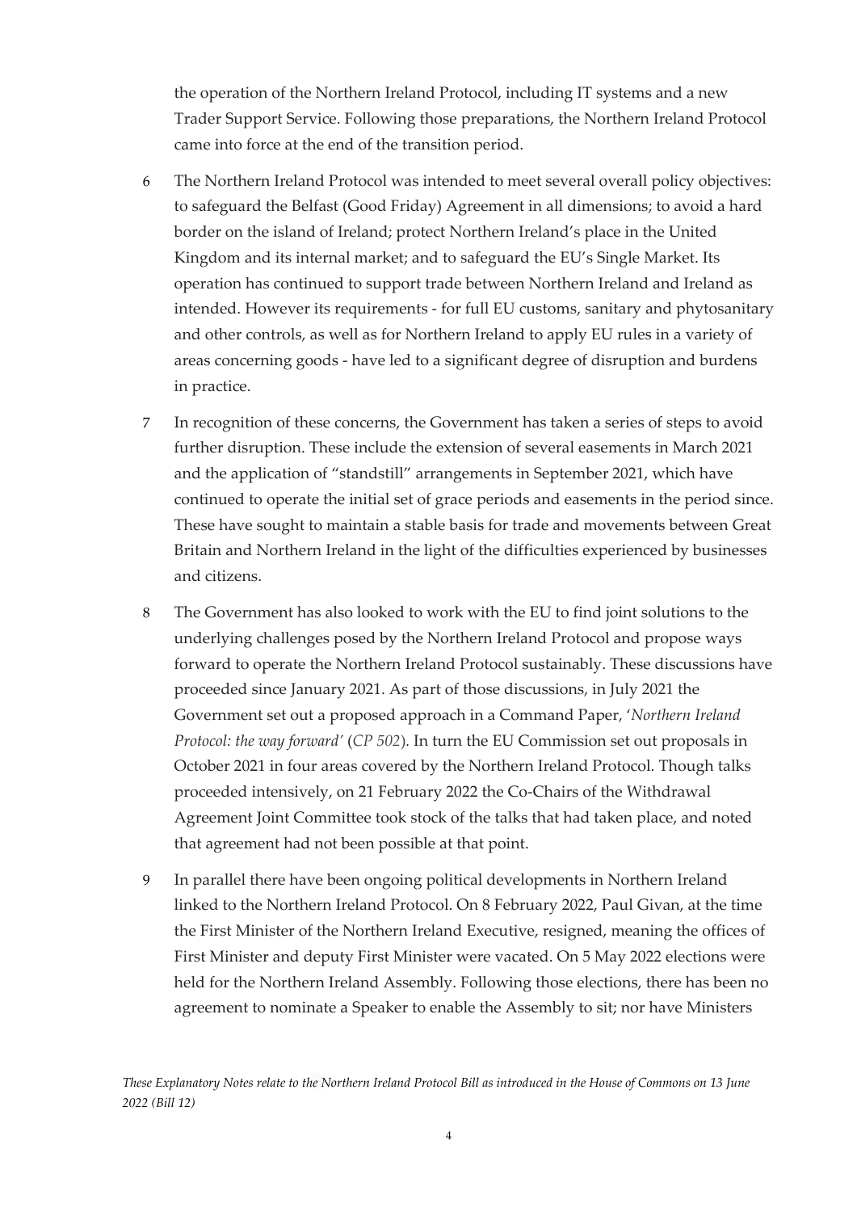the operation of the Northern Ireland Protocol, including IT systems and a new Trader Support Service. Following those preparations, the Northern Ireland Protocol came into force at the end of the transition period.

6 The Northern Ireland Protocol was intended to meet several overall policy objectives: to safeguard the Belfast (Good Friday) Agreement in all dimensions; to avoid a hard border on the island of Ireland; protect Northern Ireland's place in the United Kingdom and its internal market; and to safeguard the EU's Single Market. Its operation has continued to support trade between Northern Ireland and Ireland as intended. However its requirements - for full EU customs, sanitary and phytosanitary and other controls, as well as for Northern Ireland to apply EU rules in a variety of areas concerning goods - have led to a significant degree of disruption and burdens in practice.

7 In recognition of these concerns, the Government has taken a series of steps to avoid further disruption. These include the extension of several easements in March 2021 and the application of "standstill" arrangements in September 2021, which have continued to operate the initial set of grace periods and easements in the period since. These have sought to maintain a stable basis for trade and movements between Great Britain and Northern Ireland in the light of the difficulties experienced by businesses and citizens.

8 The Government has also looked to work with the EU to find joint solutions to the underlying challenges posed by the Northern Ireland Protocol and propose ways forward to operate the Northern Ireland Protocol sustainably. These discussions have proceeded since January 2021. As part of those discussions, in July 2021 the Government set out a proposed approach in a Command Paper, '*Northern Ireland Protocol: the way forward'* (*CP 502*). In turn the EU Commission set out proposals in October 2021 in four areas covered by the Northern Ireland Protocol. Though talks proceeded intensively, on 21 February 2022 the Co-Chairs of the Withdrawal Agreement Joint Committee took stock of the talks that had taken place, and noted that agreement had not been possible at that point.

9 In parallel there have been ongoing political developments in Northern Ireland linked to the Northern Ireland Protocol. On 8 February 2022, Paul Givan, at the time the First Minister of the Northern Ireland Executive, resigned, meaning the offices of First Minister and deputy First Minister were vacated. On 5 May 2022 elections were held for the Northern Ireland Assembly. Following those elections, there has been no agreement to nominate a Speaker to enable the Assembly to sit; nor have Ministers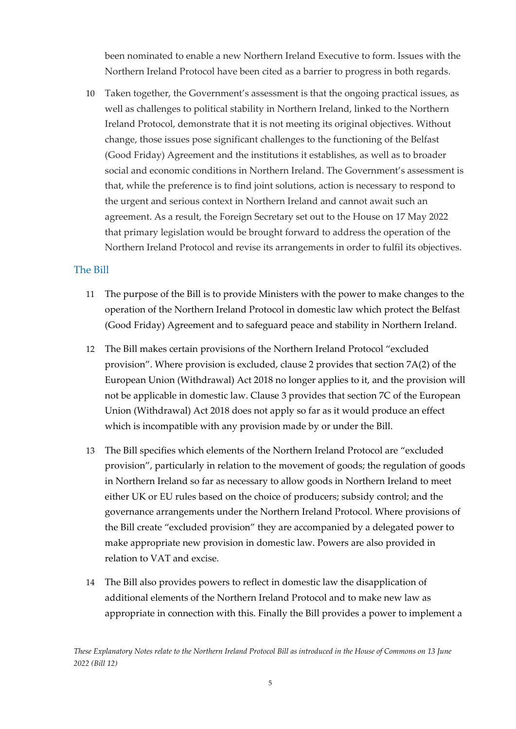been nominated to enable a new Northern Ireland Executive to form. Issues with the Northern Ireland Protocol have been cited as a barrier to progress in both regards.

10 Taken together, the Government's assessment is that the ongoing practical issues, as well as challenges to political stability in Northern Ireland, linked to the Northern Ireland Protocol, demonstrate that it is not meeting its original objectives. Without change, those issues pose significant challenges to the functioning of the Belfast (Good Friday) Agreement and the institutions it establishes, as well as to broader social and economic conditions in Northern Ireland. The Government's assessment is that, while the preference is to find joint solutions, action is necessary to respond to the urgent and serious context in Northern Ireland and cannot await such an agreement. As a result, the Foreign Secretary set out to the House on 17 May 2022 that primary legislation would be brought forward to address the operation of the Northern Ireland Protocol and revise its arrangements in order to fulfil its objectives.

## The Bill

11 The purpose of the Bill is to provide Ministers with the power to make changes to the operation of the Northern Ireland Protocol in domestic law which protect the Belfast (Good Friday) Agreement and to safeguard peace and stability in Northern Ireland.

12 The Bill makes certain provisions of the Northern Ireland Protocol "excluded provision". Where provision is excluded, clause 2 provides that section 7A(2) of the European Union (Withdrawal) Act 2018 no longer applies to it, and the provision will not be applicable in domestic law. Clause 3 provides that section 7C of the European Union (Withdrawal) Act 2018 does not apply so far as it would produce an effect which is incompatible with any provision made by or under the Bill.

13 The Bill specifies which elements of the Northern Ireland Protocol are "excluded provision", particularly in relation to the movement of goods; the regulation of goods in Northern Ireland so far as necessary to allow goods in Northern Ireland to meet either UK or EU rules based on the choice of producers; subsidy control; and the governance arrangements under the Northern Ireland Protocol. Where provisions of the Bill create "excluded provision" they are accompanied by a delegated power to make appropriate new provision in domestic law. Powers are also provided in relation to VAT and excise.

14 The Bill also provides powers to reflect in domestic law the disapplication of additional elements of the Northern Ireland Protocol and to make new law as appropriate in connection with this. Finally the Bill provides a power to implement a

*These Explanatory Notes relate to the Northern Ireland Protocol Bill as introduced in the House of Commons on 13 June 2022 (Bill 12)*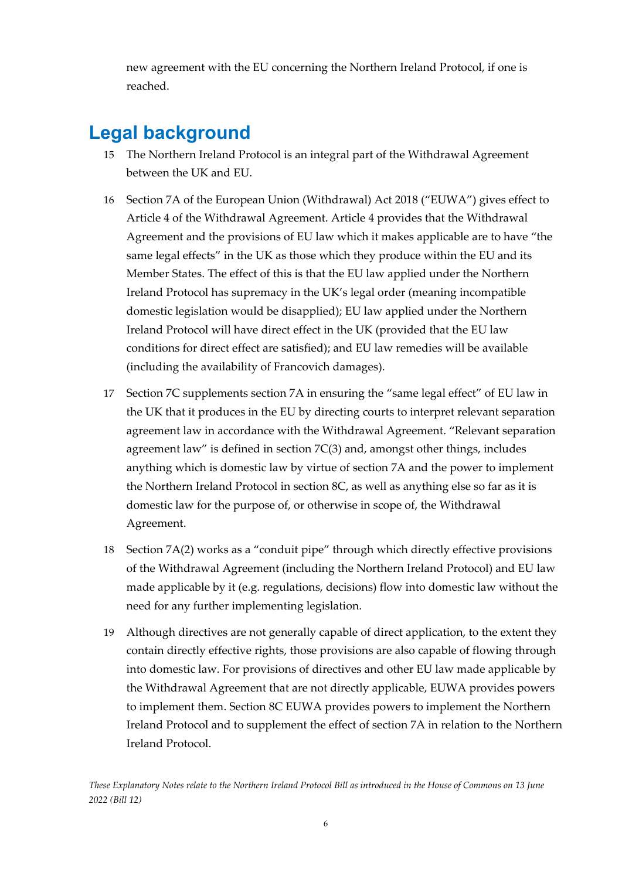new agreement with the EU concerning the Northern Ireland Protocol, if one is reached.

## Legal background

15 The Northern Ireland Protocol is an integral part of the Withdrawal Agreement between the UK and EU.

16 Section 7A of the European Union (Withdrawal) Act 2018 ("EUWA") gives effect to Article 4 of the Withdrawal Agreement. Article 4 provides that the Withdrawal Agreement and the provisions of EU law which it makes applicable are to have "the same legal effects" in the UK as those which they produce within the EU and its Member States. The effect of this is that the EU law applied under the Northern Ireland Protocol has supremacy in the UK's legal order (meaning incompatible domestic legislation would be disapplied); EU law applied under the Northern Ireland Protocol will have direct effect in the UK (provided that the EU law conditions for direct effect are satisfied); and EU law remedies will be available (including the availability of Francovich damages).

17 Section 7C supplements section 7A in ensuring the "same legal effect" of EU law in the UK that it produces in the EU by directing courts to interpret relevant separation agreement law in accordance with the Withdrawal Agreement. "Relevant separation agreement law" is defined in section 7C(3) and, amongst other things, includes anything which is domestic law by virtue of section 7A and the power to implement the Northern Ireland Protocol in section 8C, as well as anything else so far as it is domestic law for the purpose of, or otherwise in scope of, the Withdrawal Agreement.

18 Section 7A(2) works as a "conduit pipe" through which directly effective provisions of the Withdrawal Agreement (including the Northern Ireland Protocol) and EU law made applicable by it (e.g. regulations, decisions) flow into domestic law without the need for any further implementing legislation.

19 Although directives are not generally capable of direct application, to the extent they contain directly effective rights, those provisions are also capable of flowing through into domestic law. For provisions of directives and other EU law made applicable by the Withdrawal Agreement that are not directly applicable, EUWA provides powers to implement them. Section 8C EUWA provides powers to implement the Northern Ireland Protocol and to supplement the effect of section 7A in relation to the Northern Ireland Protocol.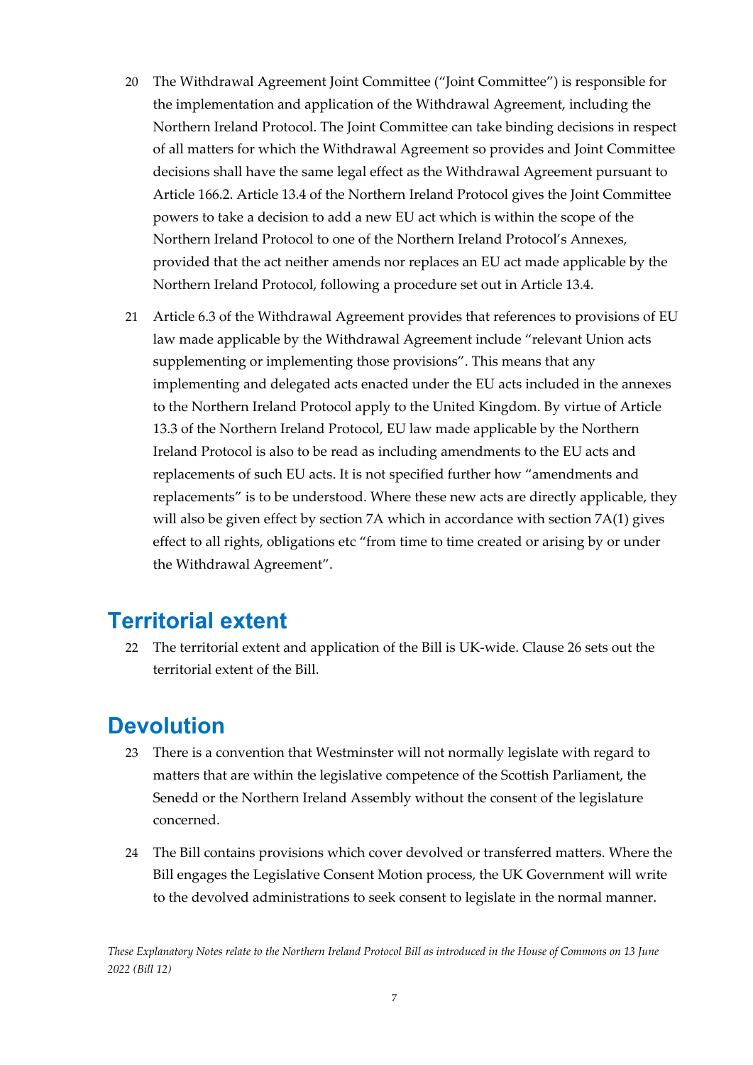20 The Withdrawal Agreement Joint Committee ("Joint Committee") is responsible for the implementation and application of the Withdrawal Agreement, including the Northern Ireland Protocol. The Joint Committee can take binding decisions in respect of all matters for which the Withdrawal Agreement so provides and Joint Committee decisions shall have the same legal effect as the Withdrawal Agreement pursuant to Article 166.2. Article 13.4 of the Northern Ireland Protocol gives the Joint Committee powers to take a decision to add a new EU act which is within the scope of the Northern Ireland Protocol to one of the Northern Ireland Protocol's Annexes, provided that the act neither amends nor replaces an EU act made applicable by the Northern Ireland Protocol, following a procedure set out in Article 13.4.

21 Article 6.3 of the Withdrawal Agreement provides that references to provisions of EU law made applicable by the Withdrawal Agreement include "relevant Union acts supplementing or implementing those provisions". This means that any implementing and delegated acts enacted under the EU acts included in the annexes to the Northern Ireland Protocol apply to the United Kingdom. By virtue of Article 13.3 of the Northern Ireland Protocol, EU law made applicable by the Northern Ireland Protocol is also to be read as including amendments to the EU acts and replacements of such EU acts. It is not specified further how "amendments and replacements" is to be understood. Where these new acts are directly applicable, they will also be given effect by section 7A which in accordance with section 7A(1) gives effect to all rights, obligations etc "from time to time created or arising by or under the Withdrawal Agreement".

## Territorial extent

22 The territorial extent and application of the Bill is UK-wide. Clause 26 sets out the territorial extent of the Bill.

## Devolution

23 There is a convention that Westminster will not normally legislate with regard to matters that are within the legislative competence of the Scottish Parliament, the Senedd or the Northern Ireland Assembly without the consent of the legislature concerned.

24 The Bill contains provisions which cover devolved or transferred matters. Where the Bill engages the Legislative Consent Motion process, the UK Government will write to the devolved administrations to seek consent to legislate in the normal manner.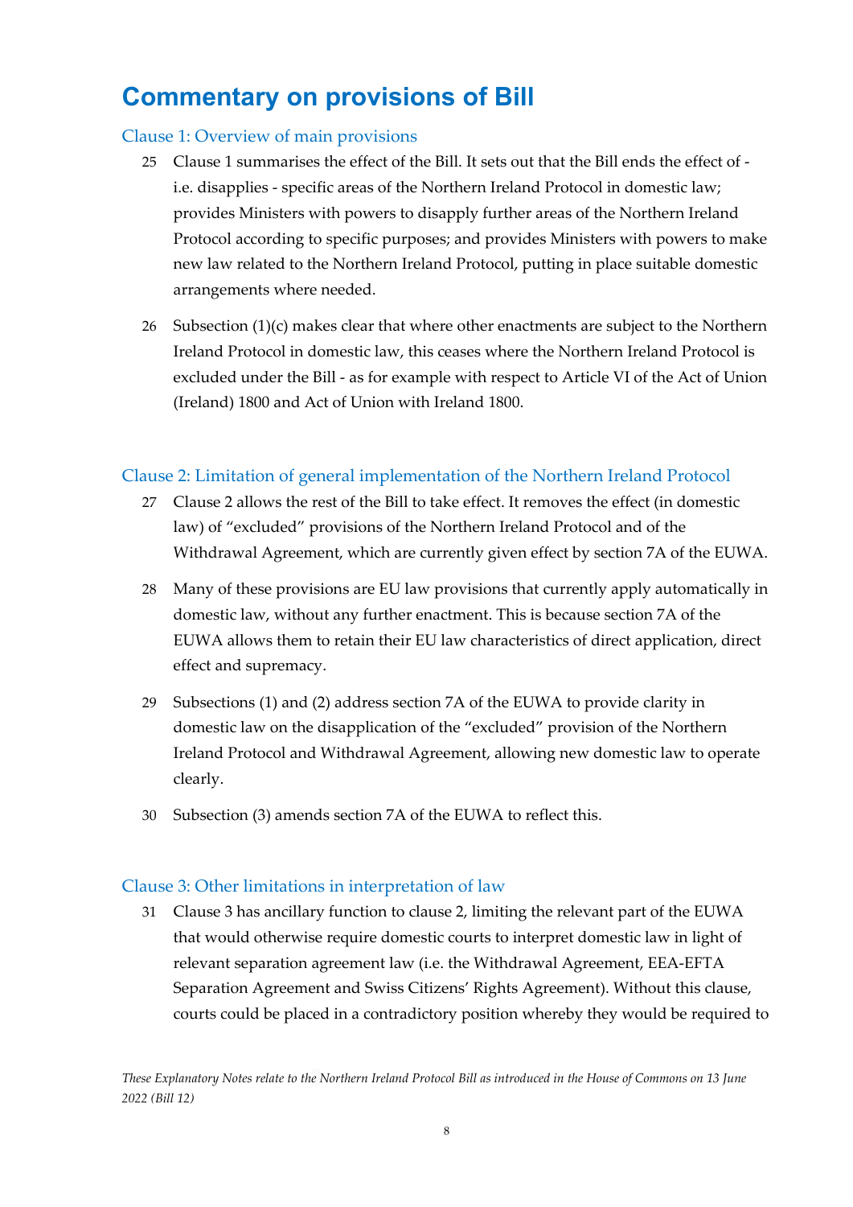# Commentary on provisions of Bill

## Clause 1: Overview of main provisions

25 Clause 1 summarises the effect of the Bill. It sets out that the Bill ends the effect of - i.e. disapplies - specific areas of the Northern Ireland Protocol in domestic law; provides Ministers with powers to disapply further areas of the Northern Ireland Protocol according to specific purposes; and provides Ministers with powers to make new law related to the Northern Ireland Protocol, putting in place suitable domestic arrangements where needed.

26 Subsection (1)(c) makes clear that where other enactments are subject to the Northern Ireland Protocol in domestic law, this ceases where the Northern Ireland Protocol is excluded under the Bill - as for example with respect to Article VI of the Act of Union (Ireland) 1800 and Act of Union with Ireland 1800.

## Clause 2: Limitation of general implementation of the Northern Ireland Protocol

27 Clause 2 allows the rest of the Bill to take effect. It removes the effect (in domestic law) of "excluded" provisions of the Northern Ireland Protocol and of the Withdrawal Agreement, which are currently given effect by section 7A of the EUWA.

28 Many of these provisions are EU law provisions that currently apply automatically in domestic law, without any further enactment. This is because section 7A of the EUWA allows them to retain their EU law characteristics of direct application, direct effect and supremacy.

29 Subsections (1) and (2) address section 7A of the EUWA to provide clarity in domestic law on the disapplication of the "excluded" provision of the Northern Ireland Protocol and Withdrawal Agreement, allowing new domestic law to operate clearly.

30 Subsection (3) amends section 7A of the EUWA to reflect this.

## Clause 3: Other limitations in interpretation of law

31 Clause 3 has ancillary function to clause 2, limiting the relevant part of the EUWA that would otherwise require domestic courts to interpret domestic law in light of relevant separation agreement law (i.e. the Withdrawal Agreement, EEA-EFTA Separation Agreement and Swiss Citizens' Rights Agreement). Without this clause, courts could be placed in a contradictory position whereby they would be required to

*These Explanatory Notes relate to the Northern Ireland Protocol Bill as introduced in the House of Commons on 13 June 2022 (Bill 12)*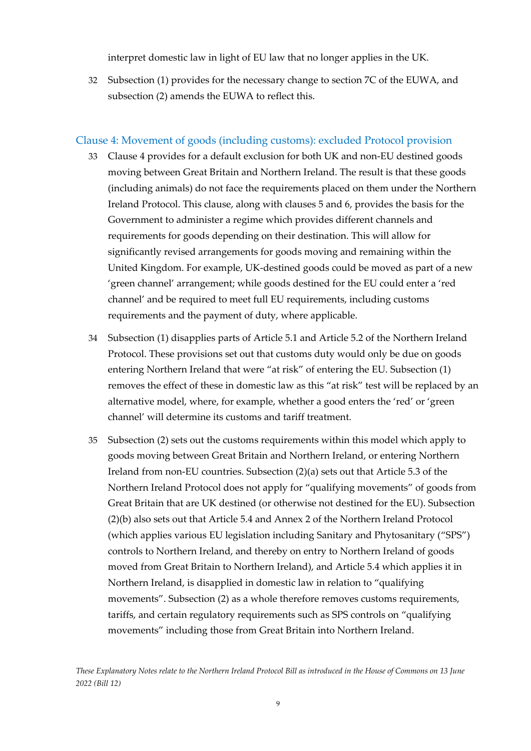interpret domestic law in light of EU law that no longer applies in the UK.

32 Subsection (1) provides for the necessary change to section 7C of the EUWA, and subsection (2) amends the EUWA to reflect this.

## Clause 4: Movement of goods (including customs): excluded Protocol provision

33 Clause 4 provides for a default exclusion for both UK and non-EU destined goods moving between Great Britain and Northern Ireland. The result is that these goods (including animals) do not face the requirements placed on them under the Northern Ireland Protocol. This clause, along with clauses 5 and 6, provides the basis for the Government to administer a regime which provides different channels and requirements for goods depending on their destination. This will allow for significantly revised arrangements for goods moving and remaining within the United Kingdom. For example, UK-destined goods could be moved as part of a new 'green channel' arrangement; while goods destined for the EU could enter a 'red channel' and be required to meet full EU requirements, including customs requirements and the payment of duty, where applicable.

34 Subsection (1) disapplies parts of Article 5.1 and Article 5.2 of the Northern Ireland Protocol. These provisions set out that customs duty would only be due on goods entering Northern Ireland that were "at risk" of entering the EU. Subsection (1) removes the effect of these in domestic law as this "at risk" test will be replaced by an alternative model, where, for example, whether a good enters the 'red' or 'green channel' will determine its customs and tariff treatment.

35 Subsection (2) sets out the customs requirements within this model which apply to goods moving between Great Britain and Northern Ireland, or entering Northern Ireland from non-EU countries. Subsection (2)(a) sets out that Article 5.3 of the Northern Ireland Protocol does not apply for "qualifying movements" of goods from Great Britain that are UK destined (or otherwise not destined for the EU). Subsection (2)(b) also sets out that Article 5.4 and Annex 2 of the Northern Ireland Protocol (which applies various EU legislation including Sanitary and Phytosanitary ("SPS") controls to Northern Ireland, and thereby on entry to Northern Ireland of goods moved from Great Britain to Northern Ireland), and Article 5.4 which applies it in Northern Ireland, is disapplied in domestic law in relation to "qualifying movements". Subsection (2) as a whole therefore removes customs requirements, tariffs, and certain regulatory requirements such as SPS controls on "qualifying movements" including those from Great Britain into Northern Ireland.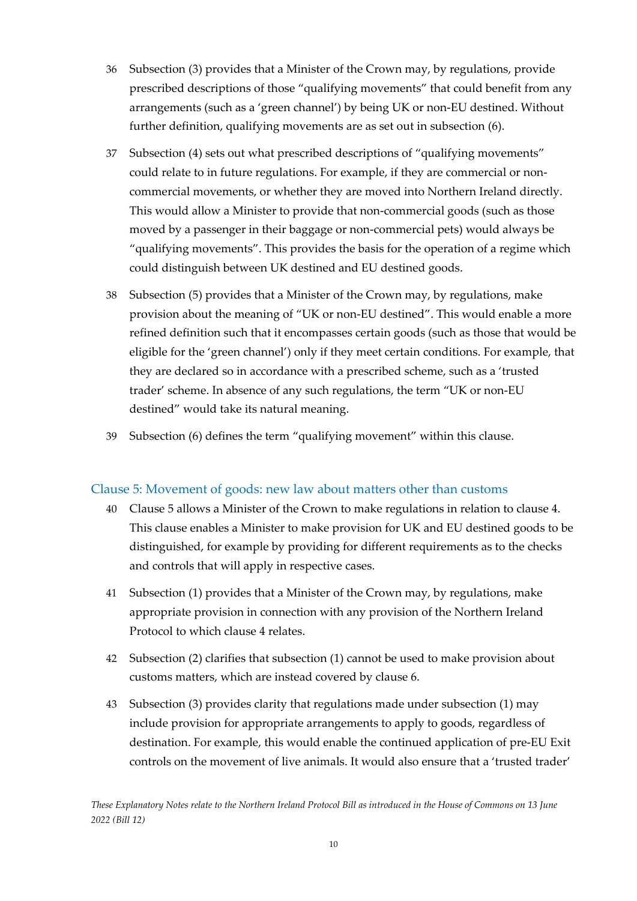36 Subsection (3) provides that a Minister of the Crown may, by regulations, provide prescribed descriptions of those "qualifying movements" that could benefit from any arrangements (such as a 'green channel') by being UK or non-EU destined. Without further definition, qualifying movements are as set out in subsection (6).

37 Subsection (4) sets out what prescribed descriptions of "qualifying movements" could relate to in future regulations. For example, if they are commercial or non-commercial movements, or whether they are moved into Northern Ireland directly. This would allow a Minister to provide that non-commercial goods (such as those moved by a passenger in their baggage or non-commercial pets) would always be "qualifying movements". This provides the basis for the operation of a regime which could distinguish between UK destined and EU destined goods.

38 Subsection (5) provides that a Minister of the Crown may, by regulations, make provision about the meaning of "UK or non-EU destined". This would enable a more refined definition such that it encompasses certain goods (such as those that would be eligible for the 'green channel') only if they meet certain conditions. For example, that they are declared so in accordance with a prescribed scheme, such as a 'trusted trader' scheme. In absence of any such regulations, the term "UK or non-EU destined" would take its natural meaning.

39 Subsection (6) defines the term "qualifying movement" within this clause.

## Clause 5: Movement of goods: new law about matters other than customs

40 Clause 5 allows a Minister of the Crown to make regulations in relation to clause 4. This clause enables a Minister to make provision for UK and EU destined goods to be distinguished, for example by providing for different requirements as to the checks and controls that will apply in respective cases.

41 Subsection (1) provides that a Minister of the Crown may, by regulations, make appropriate provision in connection with any provision of the Northern Ireland Protocol to which clause 4 relates.

42 Subsection (2) clarifies that subsection (1) cannot be used to make provision about customs matters, which are instead covered by clause 6.

43 Subsection (3) provides clarity that regulations made under subsection (1) may include provision for appropriate arrangements to apply to goods, regardless of destination. For example, this would enable the continued application of pre-EU Exit controls on the movement of live animals. It would also ensure that a 'trusted trader'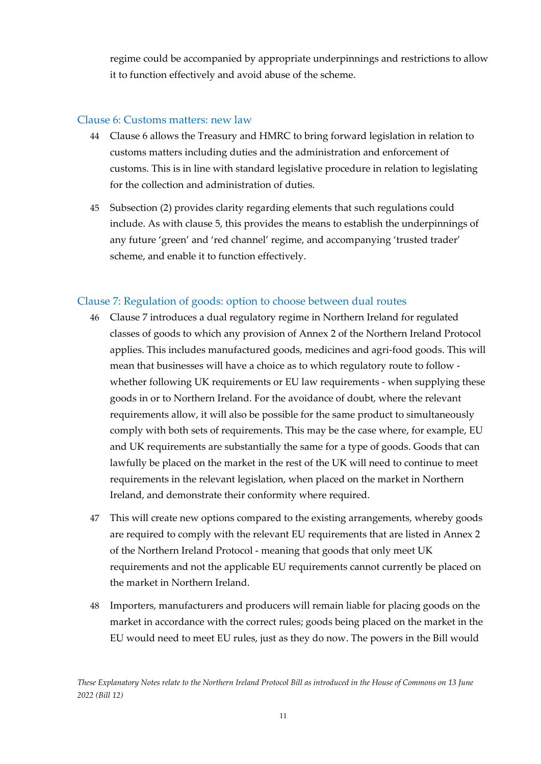regime could be accompanied by appropriate underpinnings and restrictions to allow it to function effectively and avoid abuse of the scheme.

### Clause 6: Customs matters: new law

44 Clause 6 allows the Treasury and HMRC to bring forward legislation in relation to customs matters including duties and the administration and enforcement of customs. This is in line with standard legislative procedure in relation to legislating for the collection and administration of duties.

45 Subsection (2) provides clarity regarding elements that such regulations could include. As with clause 5, this provides the means to establish the underpinnings of any future 'green' and 'red channel' regime, and accompanying 'trusted trader' scheme, and enable it to function effectively.

### Clause 7: Regulation of goods: option to choose between dual routes

46 Clause 7 introduces a dual regulatory regime in Northern Ireland for regulated classes of goods to which any provision of Annex 2 of the Northern Ireland Protocol applies. This includes manufactured goods, medicines and agri-food goods. This will mean that businesses will have a choice as to which regulatory route to follow - whether following UK requirements or EU law requirements - when supplying these goods in or to Northern Ireland. For the avoidance of doubt, where the relevant requirements allow, it will also be possible for the same product to simultaneously comply with both sets of requirements. This may be the case where, for example, EU and UK requirements are substantially the same for a type of goods. Goods that can lawfully be placed on the market in the rest of the UK will need to continue to meet requirements in the relevant legislation, when placed on the market in Northern Ireland, and demonstrate their conformity where required.

47 This will create new options compared to the existing arrangements, whereby goods are required to comply with the relevant EU requirements that are listed in Annex 2 of the Northern Ireland Protocol - meaning that goods that only meet UK requirements and not the applicable EU requirements cannot currently be placed on the market in Northern Ireland.

48 Importers, manufacturers and producers will remain liable for placing goods on the market in accordance with the correct rules; goods being placed on the market in the EU would need to meet EU rules, just as they do now. The powers in the Bill would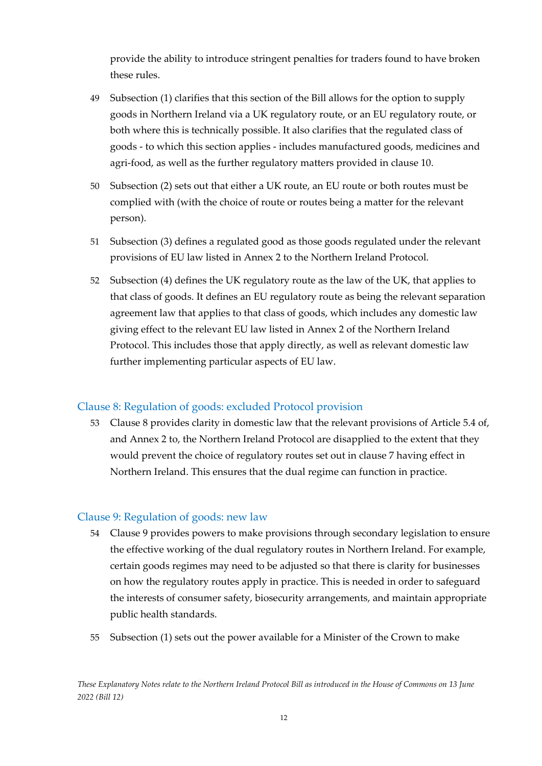provide the ability to introduce stringent penalties for traders found to have broken these rules.

49 Subsection (1) clarifies that this section of the Bill allows for the option to supply goods in Northern Ireland via a UK regulatory route, or an EU regulatory route, or both where this is technically possible. It also clarifies that the regulated class of goods - to which this section applies - includes manufactured goods, medicines and agri-food, as well as the further regulatory matters provided in clause 10.

50 Subsection (2) sets out that either a UK route, an EU route or both routes must be complied with (with the choice of route or routes being a matter for the relevant person).

51 Subsection (3) defines a regulated good as those goods regulated under the relevant provisions of EU law listed in Annex 2 to the Northern Ireland Protocol.

52 Subsection (4) defines the UK regulatory route as the law of the UK, that applies to that class of goods. It defines an EU regulatory route as being the relevant separation agreement law that applies to that class of goods, which includes any domestic law giving effect to the relevant EU law listed in Annex 2 of the Northern Ireland Protocol. This includes those that apply directly, as well as relevant domestic law further implementing particular aspects of EU law.

## Clause 8: Regulation of goods: excluded Protocol provision

53 Clause 8 provides clarity in domestic law that the relevant provisions of Article 5.4 of, and Annex 2 to, the Northern Ireland Protocol are disapplied to the extent that they would prevent the choice of regulatory routes set out in clause 7 having effect in Northern Ireland. This ensures that the dual regime can function in practice.

## Clause 9: Regulation of goods: new law

54 Clause 9 provides powers to make provisions through secondary legislation to ensure the effective working of the dual regulatory routes in Northern Ireland. For example, certain goods regimes may need to be adjusted so that there is clarity for businesses on how the regulatory routes apply in practice. This is needed in order to safeguard the interests of consumer safety, biosecurity arrangements, and maintain appropriate public health standards.

55 Subsection (1) sets out the power available for a Minister of the Crown to make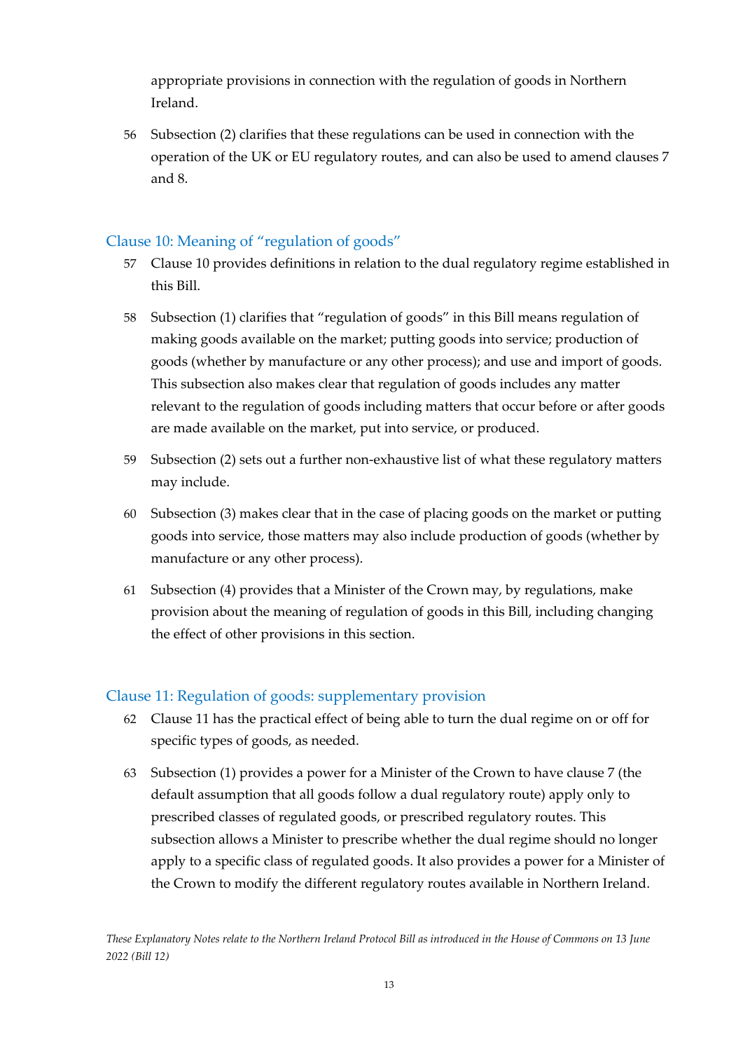appropriate provisions in connection with the regulation of goods in Northern Ireland.

56 Subsection (2) clarifies that these regulations can be used in connection with the operation of the UK or EU regulatory routes, and can also be used to amend clauses 7 and 8.

## Clause 10: Meaning of "regulation of goods"

57 Clause 10 provides definitions in relation to the dual regulatory regime established in this Bill.

58 Subsection (1) clarifies that "regulation of goods" in this Bill means regulation of making goods available on the market; putting goods into service; production of goods (whether by manufacture or any other process); and use and import of goods. This subsection also makes clear that regulation of goods includes any matter relevant to the regulation of goods including matters that occur before or after goods are made available on the market, put into service, or produced.

59 Subsection (2) sets out a further non-exhaustive list of what these regulatory matters may include.

60 Subsection (3) makes clear that in the case of placing goods on the market or putting goods into service, those matters may also include production of goods (whether by manufacture or any other process).

61 Subsection (4) provides that a Minister of the Crown may, by regulations, make provision about the meaning of regulation of goods in this Bill, including changing the effect of other provisions in this section.

## Clause 11: Regulation of goods: supplementary provision

62 Clause 11 has the practical effect of being able to turn the dual regime on or off for specific types of goods, as needed.

63 Subsection (1) provides a power for a Minister of the Crown to have clause 7 (the default assumption that all goods follow a dual regulatory route) apply only to prescribed classes of regulated goods, or prescribed regulatory routes. This subsection allows a Minister to prescribe whether the dual regime should no longer apply to a specific class of regulated goods. It also provides a power for a Minister of the Crown to modify the different regulatory routes available in Northern Ireland.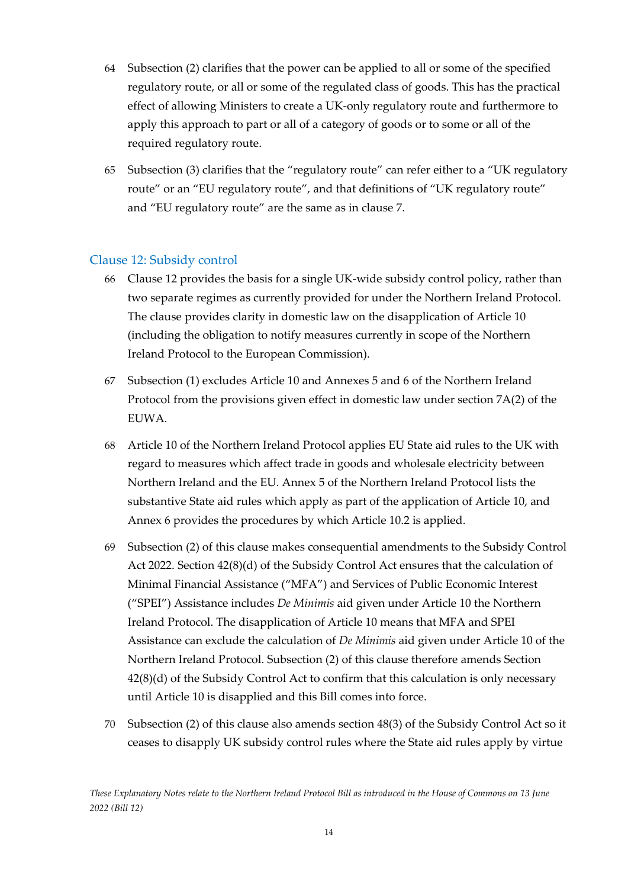64 Subsection (2) clarifies that the power can be applied to all or some of the specified regulatory route, or all or some of the regulated class of goods. This has the practical effect of allowing Ministers to create a UK-only regulatory route and furthermore to apply this approach to part or all of a category of goods or to some or all of the required regulatory route.

65 Subsection (3) clarifies that the "regulatory route" can refer either to a "UK regulatory route" or an "EU regulatory route", and that definitions of "UK regulatory route" and "EU regulatory route" are the same as in clause 7.

### Clause 12: Subsidy control

66 Clause 12 provides the basis for a single UK-wide subsidy control policy, rather than two separate regimes as currently provided for under the Northern Ireland Protocol. The clause provides clarity in domestic law on the disapplication of Article 10 (including the obligation to notify measures currently in scope of the Northern Ireland Protocol to the European Commission).

67 Subsection (1) excludes Article 10 and Annexes 5 and 6 of the Northern Ireland Protocol from the provisions given effect in domestic law under section 7A(2) of the EUWA.

68 Article 10 of the Northern Ireland Protocol applies EU State aid rules to the UK with regard to measures which affect trade in goods and wholesale electricity between Northern Ireland and the EU. Annex 5 of the Northern Ireland Protocol lists the substantive State aid rules which apply as part of the application of Article 10, and Annex 6 provides the procedures by which Article 10.2 is applied.

69 Subsection (2) of this clause makes consequential amendments to the Subsidy Control Act 2022. Section 42(8)(d) of the Subsidy Control Act ensures that the calculation of Minimal Financial Assistance ("MFA") and Services of Public Economic Interest ("SPEI") Assistance includes *De Minimis* aid given under Article 10 the Northern Ireland Protocol. The disapplication of Article 10 means that MFA and SPEI Assistance can exclude the calculation of *De Minimis* aid given under Article 10 of the Northern Ireland Protocol. Subsection (2) of this clause therefore amends Section 42(8)(d) of the Subsidy Control Act to confirm that this calculation is only necessary until Article 10 is disapplied and this Bill comes into force.

70 Subsection (2) of this clause also amends section 48(3) of the Subsidy Control Act so it ceases to disapply UK subsidy control rules where the State aid rules apply by virtue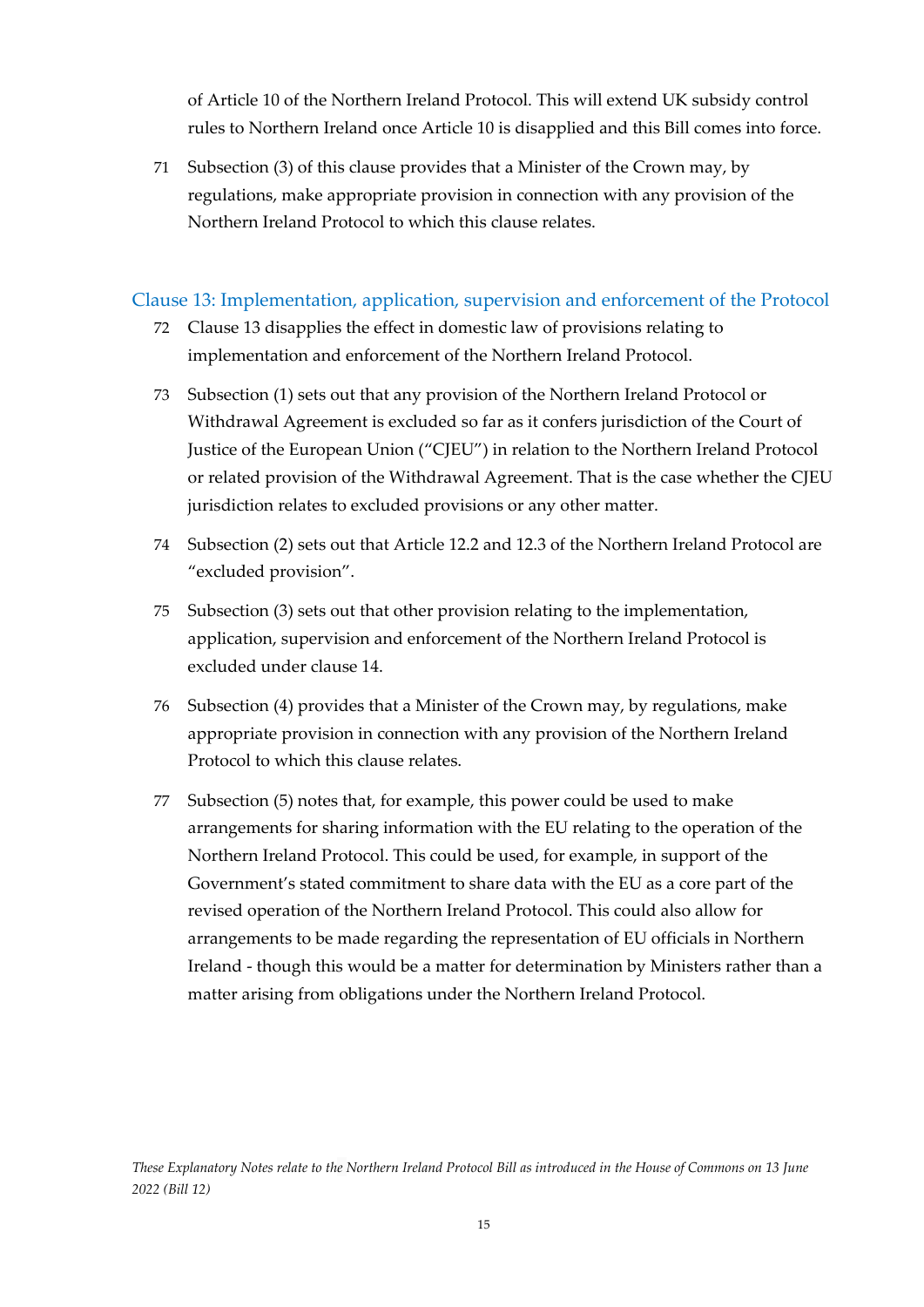of Article 10 of the Northern Ireland Protocol. This will extend UK subsidy control rules to Northern Ireland once Article 10 is disapplied and this Bill comes into force.

71 Subsection (3) of this clause provides that a Minister of the Crown may, by regulations, make appropriate provision in connection with any provision of the Northern Ireland Protocol to which this clause relates.

## Clause 13: Implementation, application, supervision and enforcement of the Protocol

72 Clause 13 disapplies the effect in domestic law of provisions relating to implementation and enforcement of the Northern Ireland Protocol.

73 Subsection (1) sets out that any provision of the Northern Ireland Protocol or Withdrawal Agreement is excluded so far as it confers jurisdiction of the Court of Justice of the European Union ("CJEU") in relation to the Northern Ireland Protocol or related provision of the Withdrawal Agreement. That is the case whether the CJEU jurisdiction relates to excluded provisions or any other matter.

74 Subsection (2) sets out that Article 12.2 and 12.3 of the Northern Ireland Protocol are "excluded provision".

75 Subsection (3) sets out that other provision relating to the implementation, application, supervision and enforcement of the Northern Ireland Protocol is excluded under clause 14.

76 Subsection (4) provides that a Minister of the Crown may, by regulations, make appropriate provision in connection with any provision of the Northern Ireland Protocol to which this clause relates.

77 Subsection (5) notes that, for example, this power could be used to make arrangements for sharing information with the EU relating to the operation of the Northern Ireland Protocol. This could be used, for example, in support of the Government's stated commitment to share data with the EU as a core part of the revised operation of the Northern Ireland Protocol. This could also allow for arrangements to be made regarding the representation of EU officials in Northern Ireland - though this would be a matter for determination by Ministers rather than a matter arising from obligations under the Northern Ireland Protocol.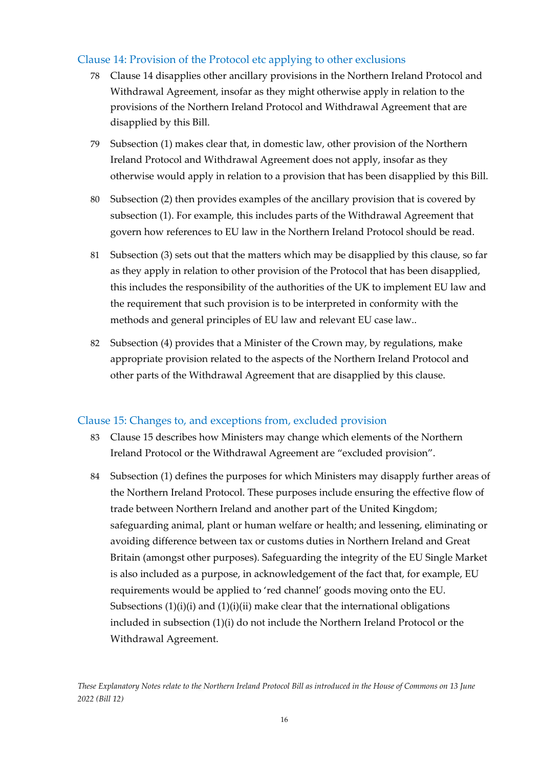## Clause 14: Provision of the Protocol etc applying to other exclusions

78 Clause 14 disapplies other ancillary provisions in the Northern Ireland Protocol and Withdrawal Agreement, insofar as they might otherwise apply in relation to the provisions of the Northern Ireland Protocol and Withdrawal Agreement that are disapplied by this Bill.

79 Subsection (1) makes clear that, in domestic law, other provision of the Northern Ireland Protocol and Withdrawal Agreement does not apply, insofar as they otherwise would apply in relation to a provision that has been disapplied by this Bill.

80 Subsection (2) then provides examples of the ancillary provision that is covered by subsection (1). For example, this includes parts of the Withdrawal Agreement that govern how references to EU law in the Northern Ireland Protocol should be read.

81 Subsection (3) sets out that the matters which may be disapplied by this clause, so far as they apply in relation to other provision of the Protocol that has been disapplied, this includes the responsibility of the authorities of the UK to implement EU law and the requirement that such provision is to be interpreted in conformity with the methods and general principles of EU law and relevant EU case law..

82 Subsection (4) provides that a Minister of the Crown may, by regulations, make appropriate provision related to the aspects of the Northern Ireland Protocol and other parts of the Withdrawal Agreement that are disapplied by this clause.

## Clause 15: Changes to, and exceptions from, excluded provision

83 Clause 15 describes how Ministers may change which elements of the Northern Ireland Protocol or the Withdrawal Agreement are "excluded provision".

84 Subsection (1) defines the purposes for which Ministers may disapply further areas of the Northern Ireland Protocol. These purposes include ensuring the effective flow of trade between Northern Ireland and another part of the United Kingdom; safeguarding animal, plant or human welfare or health; and lessening, eliminating or avoiding difference between tax or customs duties in Northern Ireland and Great Britain (amongst other purposes). Safeguarding the integrity of the EU Single Market is also included as a purpose, in acknowledgement of the fact that, for example, EU requirements would be applied to 'red channel' goods moving onto the EU. Subsections (1)(i)(i) and (1)(i)(ii) make clear that the international obligations included in subsection (1)(i) do not include the Northern Ireland Protocol or the Withdrawal Agreement.

*These Explanatory Notes relate to the Northern Ireland Protocol Bill as introduced in the House of Commons on 13 June 2022 (Bill 12)*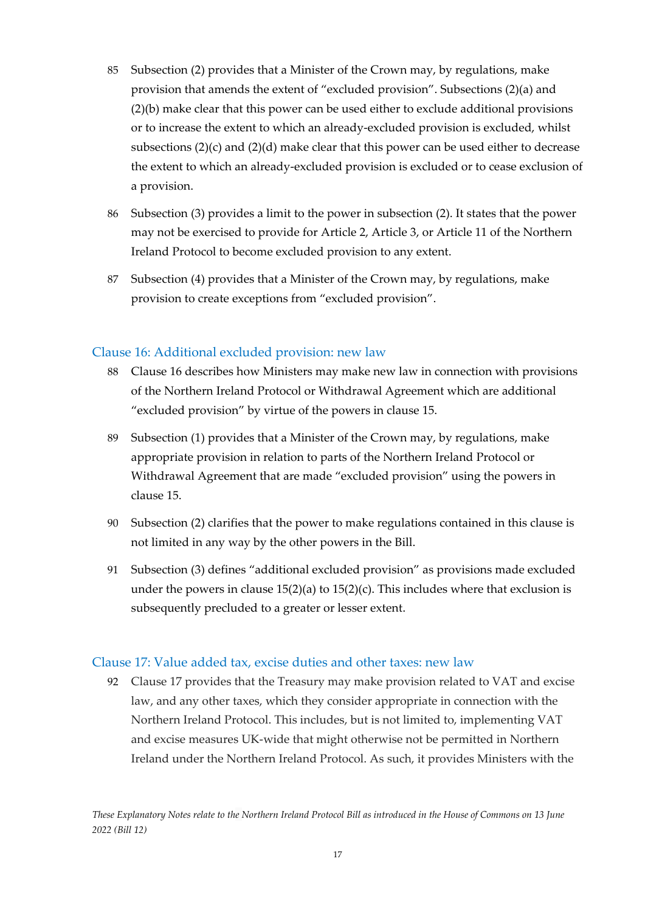85 Subsection (2) provides that a Minister of the Crown may, by regulations, make provision that amends the extent of "excluded provision". Subsections (2)(a) and (2)(b) make clear that this power can be used either to exclude additional provisions or to increase the extent to which an already-excluded provision is excluded, whilst subsections (2)(c) and (2)(d) make clear that this power can be used either to decrease the extent to which an already-excluded provision is excluded or to cease exclusion of a provision.

86 Subsection (3) provides a limit to the power in subsection (2). It states that the power may not be exercised to provide for Article 2, Article 3, or Article 11 of the Northern Ireland Protocol to become excluded provision to any extent.

87 Subsection (4) provides that a Minister of the Crown may, by regulations, make provision to create exceptions from "excluded provision".

### Clause 16: Additional excluded provision: new law

88 Clause 16 describes how Ministers may make new law in connection with provisions of the Northern Ireland Protocol or Withdrawal Agreement which are additional "excluded provision" by virtue of the powers in clause 15.

89 Subsection (1) provides that a Minister of the Crown may, by regulations, make appropriate provision in relation to parts of the Northern Ireland Protocol or Withdrawal Agreement that are made "excluded provision" using the powers in clause 15.

90 Subsection (2) clarifies that the power to make regulations contained in this clause is not limited in any way by the other powers in the Bill.

91 Subsection (3) defines "additional excluded provision" as provisions made excluded under the powers in clause 15(2)(a) to 15(2)(c). This includes where that exclusion is subsequently precluded to a greater or lesser extent.

### Clause 17: Value added tax, excise duties and other taxes: new law

92 Clause 17 provides that the Treasury may make provision related to VAT and excise law, and any other taxes, which they consider appropriate in connection with the Northern Ireland Protocol. This includes, but is not limited to, implementing VAT and excise measures UK-wide that might otherwise not be permitted in Northern Ireland under the Northern Ireland Protocol. As such, it provides Ministers with the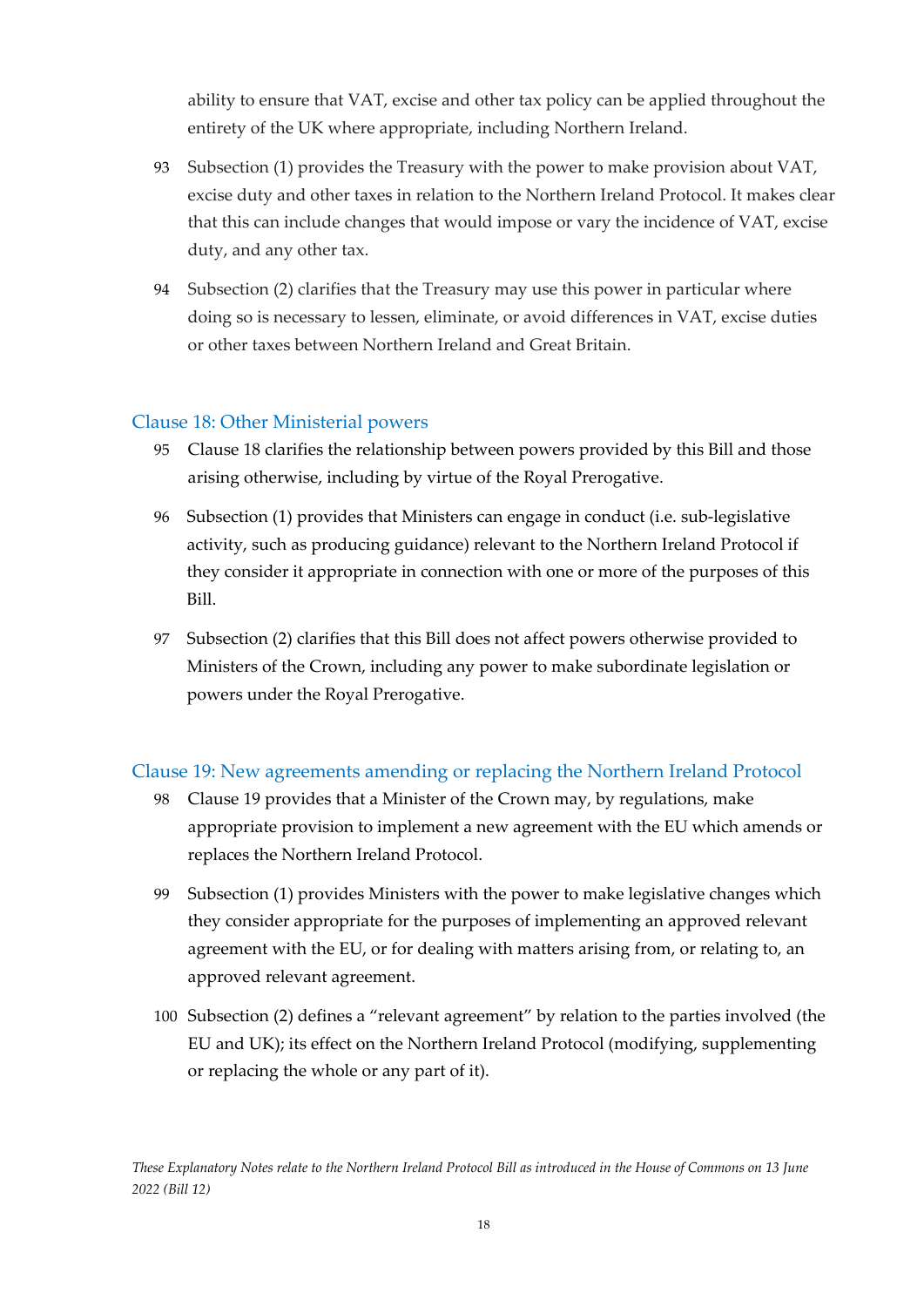ability to ensure that VAT, excise and other tax policy can be applied throughout the entirety of the UK where appropriate, including Northern Ireland.

93 Subsection (1) provides the Treasury with the power to make provision about VAT, excise duty and other taxes in relation to the Northern Ireland Protocol. It makes clear that this can include changes that would impose or vary the incidence of VAT, excise duty, and any other tax.

94 Subsection (2) clarifies that the Treasury may use this power in particular where doing so is necessary to lessen, eliminate, or avoid differences in VAT, excise duties or other taxes between Northern Ireland and Great Britain.

### Clause 18: Other Ministerial powers

95 Clause 18 clarifies the relationship between powers provided by this Bill and those arising otherwise, including by virtue of the Royal Prerogative.

96 Subsection (1) provides that Ministers can engage in conduct (i.e. sub-legislative activity, such as producing guidance) relevant to the Northern Ireland Protocol if they consider it appropriate in connection with one or more of the purposes of this Bill.

97 Subsection (2) clarifies that this Bill does not affect powers otherwise provided to Ministers of the Crown, including any power to make subordinate legislation or powers under the Royal Prerogative.

### Clause 19: New agreements amending or replacing the Northern Ireland Protocol

98 Clause 19 provides that a Minister of the Crown may, by regulations, make appropriate provision to implement a new agreement with the EU which amends or replaces the Northern Ireland Protocol.

99 Subsection (1) provides Ministers with the power to make legislative changes which they consider appropriate for the purposes of implementing an approved relevant agreement with the EU, or for dealing with matters arising from, or relating to, an approved relevant agreement.

100 Subsection (2) defines a "relevant agreement" by relation to the parties involved (the EU and UK); its effect on the Northern Ireland Protocol (modifying, supplementing or replacing the whole or any part of it).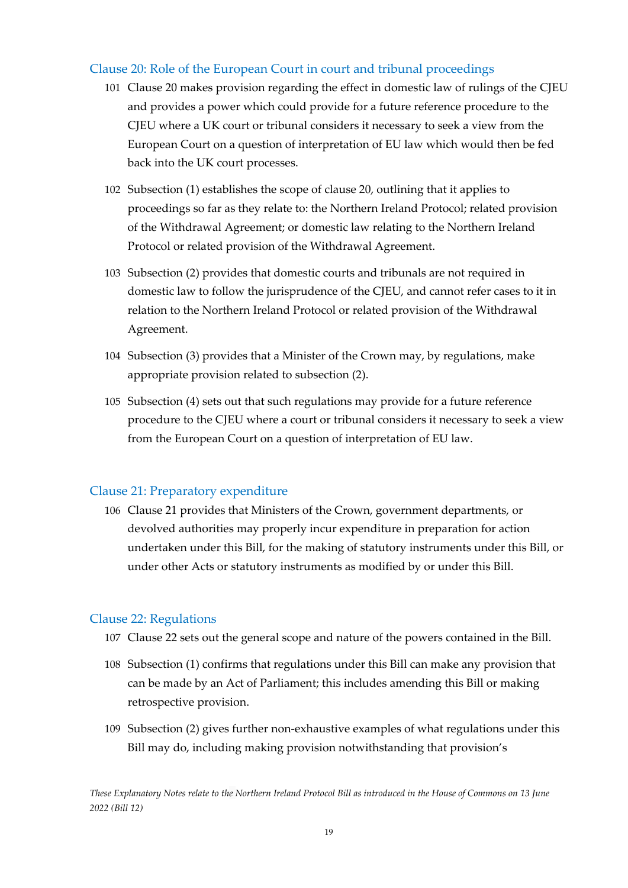### Clause 20: Role of the European Court in court and tribunal proceedings

101 Clause 20 makes provision regarding the effect in domestic law of rulings of the CJEU and provides a power which could provide for a future reference procedure to the CJEU where a UK court or tribunal considers it necessary to seek a view from the European Court on a question of interpretation of EU law which would then be fed back into the UK court processes.

102 Subsection (1) establishes the scope of clause 20, outlining that it applies to proceedings so far as they relate to: the Northern Ireland Protocol; related provision of the Withdrawal Agreement; or domestic law relating to the Northern Ireland Protocol or related provision of the Withdrawal Agreement.

103 Subsection (2) provides that domestic courts and tribunals are not required in domestic law to follow the jurisprudence of the CJEU, and cannot refer cases to it in relation to the Northern Ireland Protocol or related provision of the Withdrawal Agreement.

104 Subsection (3) provides that a Minister of the Crown may, by regulations, make appropriate provision related to subsection (2).

105 Subsection (4) sets out that such regulations may provide for a future reference procedure to the CJEU where a court or tribunal considers it necessary to seek a view from the European Court on a question of interpretation of EU law.

### Clause 21: Preparatory expenditure

106 Clause 21 provides that Ministers of the Crown, government departments, or devolved authorities may properly incur expenditure in preparation for action undertaken under this Bill, for the making of statutory instruments under this Bill, or under other Acts or statutory instruments as modified by or under this Bill.

### Clause 22: Regulations

107 Clause 22 sets out the general scope and nature of the powers contained in the Bill.

108 Subsection (1) confirms that regulations under this Bill can make any provision that can be made by an Act of Parliament; this includes amending this Bill or making retrospective provision.

109 Subsection (2) gives further non-exhaustive examples of what regulations under this Bill may do, including making provision notwithstanding that provision's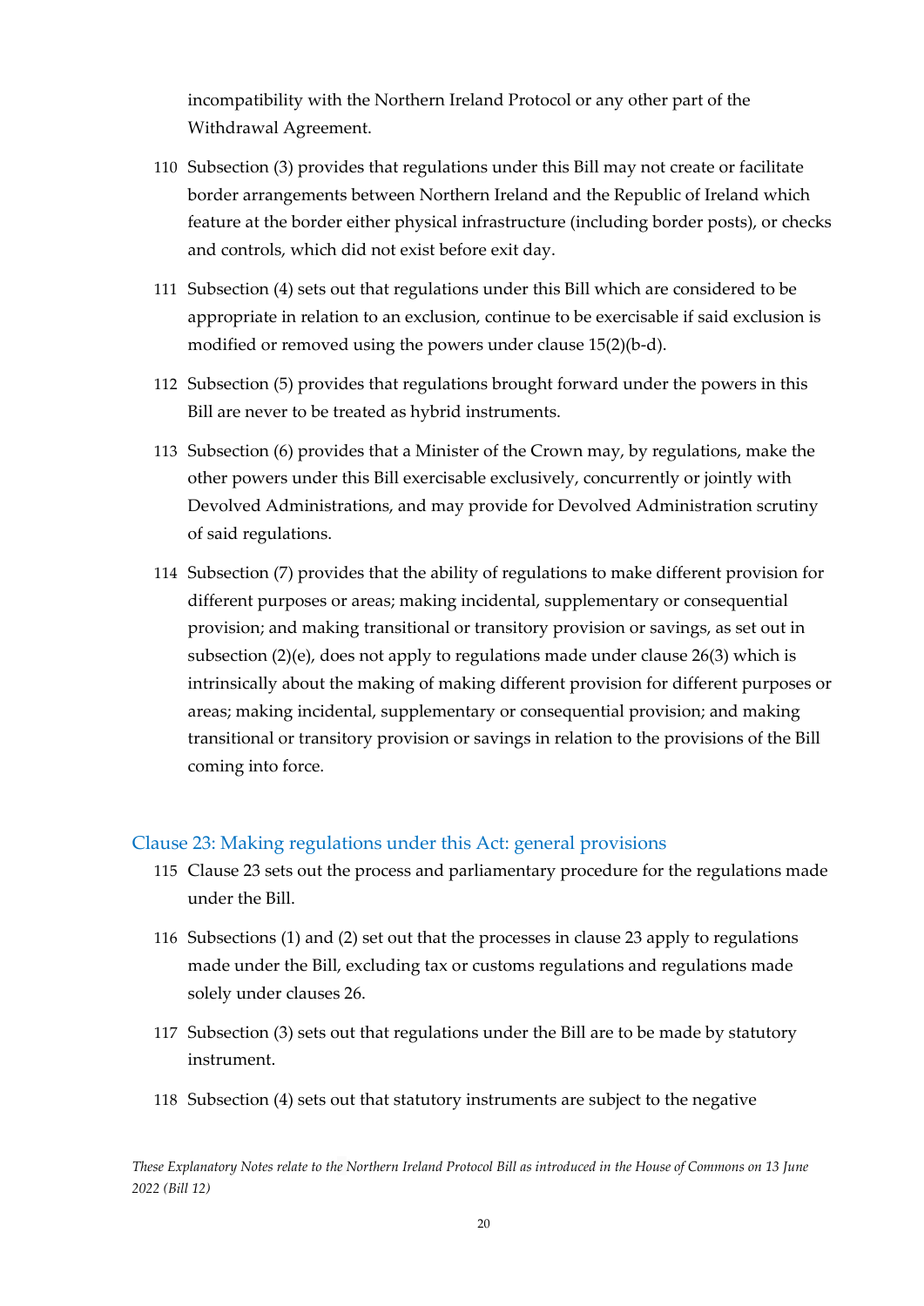incompatibility with the Northern Ireland Protocol or any other part of the Withdrawal Agreement.

110 Subsection (3) provides that regulations under this Bill may not create or facilitate border arrangements between Northern Ireland and the Republic of Ireland which feature at the border either physical infrastructure (including border posts), or checks and controls, which did not exist before exit day.

111 Subsection (4) sets out that regulations under this Bill which are considered to be appropriate in relation to an exclusion, continue to be exercisable if said exclusion is modified or removed using the powers under clause 15(2)(b-d).

112 Subsection (5) provides that regulations brought forward under the powers in this Bill are never to be treated as hybrid instruments.

113 Subsection (6) provides that a Minister of the Crown may, by regulations, make the other powers under this Bill exercisable exclusively, concurrently or jointly with Devolved Administrations, and may provide for Devolved Administration scrutiny of said regulations.

114 Subsection (7) provides that the ability of regulations to make different provision for different purposes or areas; making incidental, supplementary or consequential provision; and making transitional or transitory provision or savings, as set out in subsection (2)(e), does not apply to regulations made under clause 26(3) which is intrinsically about the making of making different provision for different purposes or areas; making incidental, supplementary or consequential provision; and making transitional or transitory provision or savings in relation to the provisions of the Bill coming into force.

## Clause 23: Making regulations under this Act: general provisions

115 Clause 23 sets out the process and parliamentary procedure for the regulations made under the Bill.

116 Subsections (1) and (2) set out that the processes in clause 23 apply to regulations made under the Bill, excluding tax or customs regulations and regulations made solely under clauses 26.

117 Subsection (3) sets out that regulations under the Bill are to be made by statutory instrument.

118 Subsection (4) sets out that statutory instruments are subject to the negative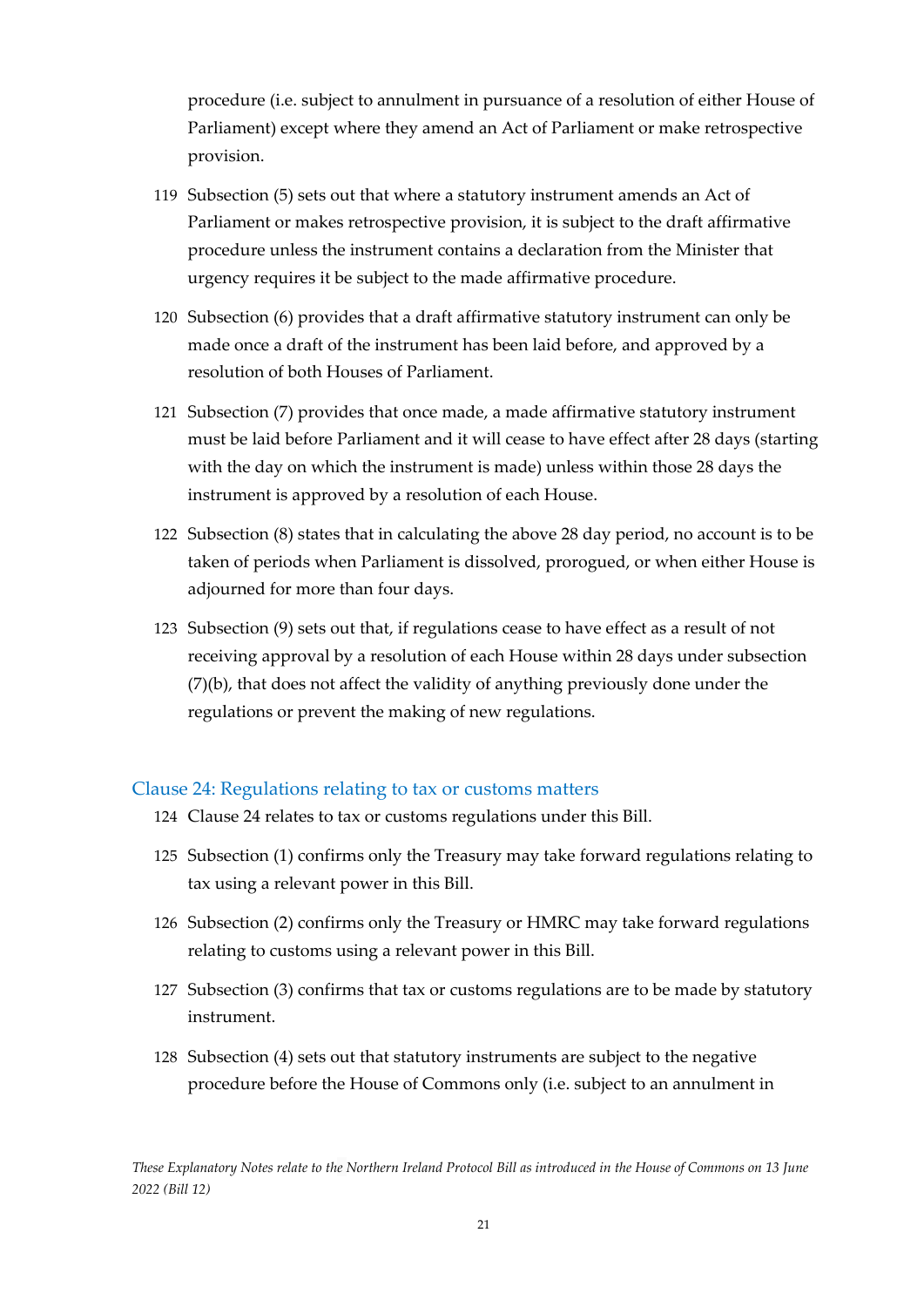procedure (i.e. subject to annulment in pursuance of a resolution of either House of Parliament) except where they amend an Act of Parliament or make retrospective provision.

119 Subsection (5) sets out that where a statutory instrument amends an Act of Parliament or makes retrospective provision, it is subject to the draft affirmative procedure unless the instrument contains a declaration from the Minister that urgency requires it be subject to the made affirmative procedure.

120 Subsection (6) provides that a draft affirmative statutory instrument can only be made once a draft of the instrument has been laid before, and approved by a resolution of both Houses of Parliament.

121 Subsection (7) provides that once made, a made affirmative statutory instrument must be laid before Parliament and it will cease to have effect after 28 days (starting with the day on which the instrument is made) unless within those 28 days the instrument is approved by a resolution of each House.

122 Subsection (8) states that in calculating the above 28 day period, no account is to be taken of periods when Parliament is dissolved, prorogued, or when either House is adjourned for more than four days.

123 Subsection (9) sets out that, if regulations cease to have effect as a result of not receiving approval by a resolution of each House within 28 days under subsection (7)(b), that does not affect the validity of anything previously done under the regulations or prevent the making of new regulations.

### Clause 24: Regulations relating to tax or customs matters

124 Clause 24 relates to tax or customs regulations under this Bill.

125 Subsection (1) confirms only the Treasury may take forward regulations relating to tax using a relevant power in this Bill.

126 Subsection (2) confirms only the Treasury or HMRC may take forward regulations relating to customs using a relevant power in this Bill.

127 Subsection (3) confirms that tax or customs regulations are to be made by statutory instrument.

128 Subsection (4) sets out that statutory instruments are subject to the negative procedure before the House of Commons only (i.e. subject to an annulment in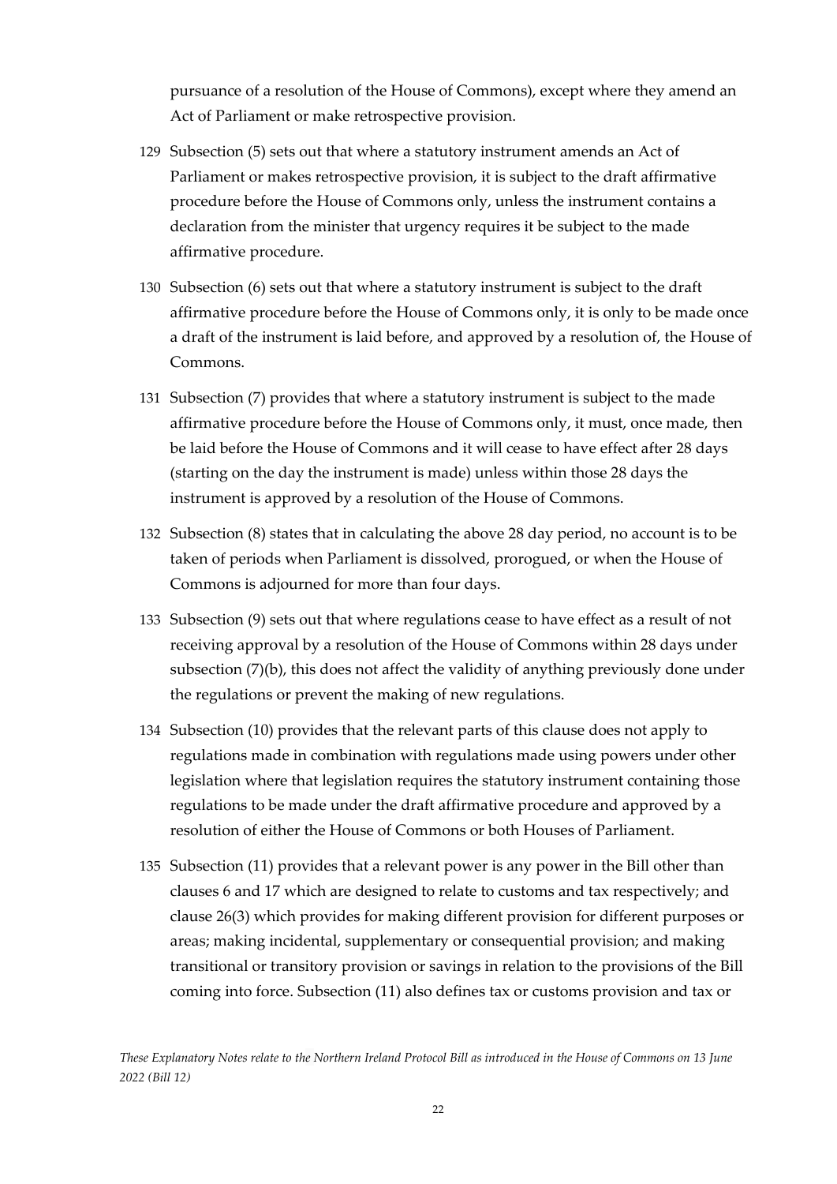pursuance of a resolution of the House of Commons), except where they amend an Act of Parliament or make retrospective provision.

129 Subsection (5) sets out that where a statutory instrument amends an Act of Parliament or makes retrospective provision, it is subject to the draft affirmative procedure before the House of Commons only, unless the instrument contains a declaration from the minister that urgency requires it be subject to the made affirmative procedure.

130 Subsection (6) sets out that where a statutory instrument is subject to the draft affirmative procedure before the House of Commons only, it is only to be made once a draft of the instrument is laid before, and approved by a resolution of, the House of Commons.

131 Subsection (7) provides that where a statutory instrument is subject to the made affirmative procedure before the House of Commons only, it must, once made, then be laid before the House of Commons and it will cease to have effect after 28 days (starting on the day the instrument is made) unless within those 28 days the instrument is approved by a resolution of the House of Commons.

132 Subsection (8) states that in calculating the above 28 day period, no account is to be taken of periods when Parliament is dissolved, prorogued, or when the House of Commons is adjourned for more than four days.

133 Subsection (9) sets out that where regulations cease to have effect as a result of not receiving approval by a resolution of the House of Commons within 28 days under subsection (7)(b), this does not affect the validity of anything previously done under the regulations or prevent the making of new regulations.

134 Subsection (10) provides that the relevant parts of this clause does not apply to regulations made in combination with regulations made using powers under other legislation where that legislation requires the statutory instrument containing those regulations to be made under the draft affirmative procedure and approved by a resolution of either the House of Commons or both Houses of Parliament.

135 Subsection (11) provides that a relevant power is any power in the Bill other than clauses 6 and 17 which are designed to relate to customs and tax respectively; and clause 26(3) which provides for making different provision for different purposes or areas; making incidental, supplementary or consequential provision; and making transitional or transitory provision or savings in relation to the provisions of the Bill coming into force. Subsection (11) also defines tax or customs provision and tax or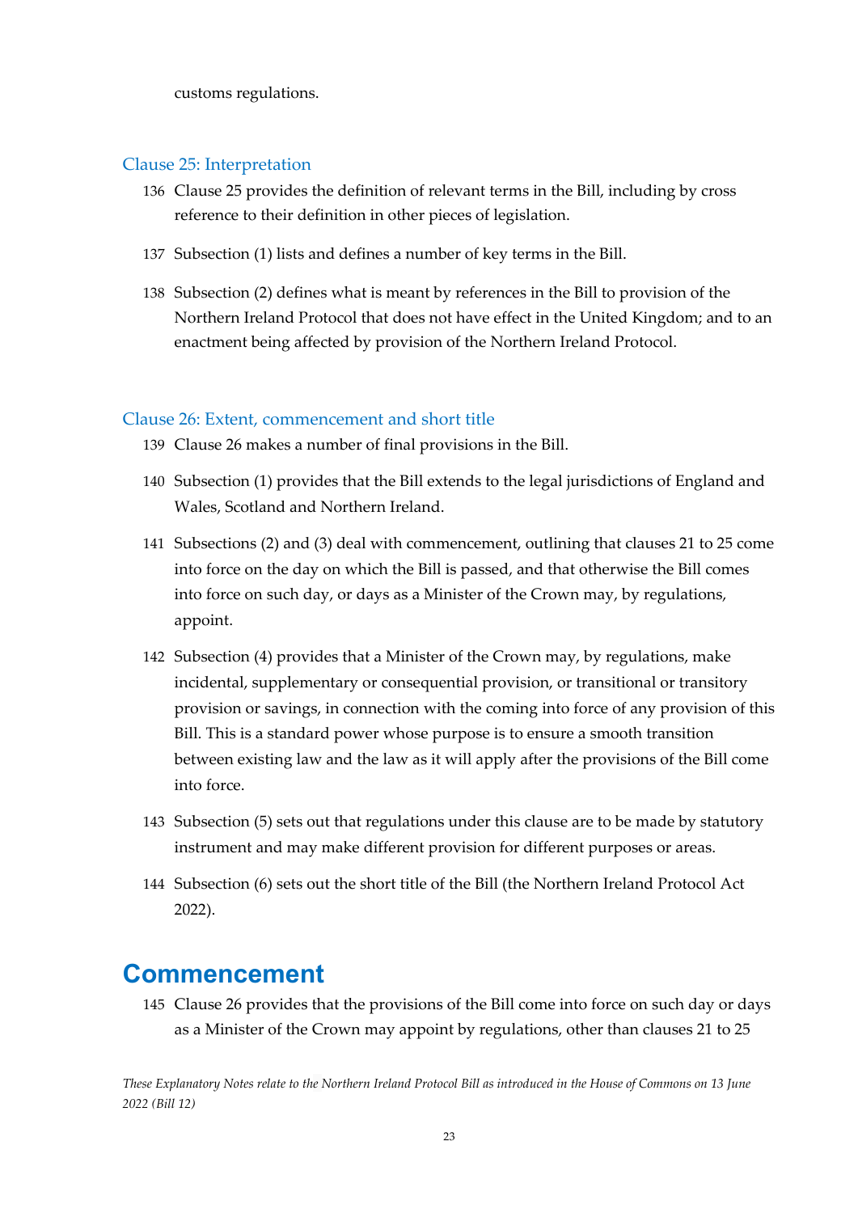customs regulations.

### Clause 25: Interpretation

136 Clause 25 provides the definition of relevant terms in the Bill, including by cross reference to their definition in other pieces of legislation.

137 Subsection (1) lists and defines a number of key terms in the Bill.

138 Subsection (2) defines what is meant by references in the Bill to provision of the Northern Ireland Protocol that does not have effect in the United Kingdom; and to an enactment being affected by provision of the Northern Ireland Protocol.

### Clause 26: Extent, commencement and short title

139 Clause 26 makes a number of final provisions in the Bill.

140 Subsection (1) provides that the Bill extends to the legal jurisdictions of England and Wales, Scotland and Northern Ireland.

141 Subsections (2) and (3) deal with commencement, outlining that clauses 21 to 25 come into force on the day on which the Bill is passed, and that otherwise the Bill comes into force on such day, or days as a Minister of the Crown may, by regulations, appoint.

142 Subsection (4) provides that a Minister of the Crown may, by regulations, make incidental, supplementary or consequential provision, or transitional or transitory provision or savings, in connection with the coming into force of any provision of this Bill. This is a standard power whose purpose is to ensure a smooth transition between existing law and the law as it will apply after the provisions of the Bill come into force.

143 Subsection (5) sets out that regulations under this clause are to be made by statutory instrument and may make different provision for different purposes or areas.

144 Subsection (6) sets out the short title of the Bill (the Northern Ireland Protocol Act 2022).

## Commencement

145 Clause 26 provides that the provisions of the Bill come into force on such day or days as a Minister of the Crown may appoint by regulations, other than clauses 21 to 25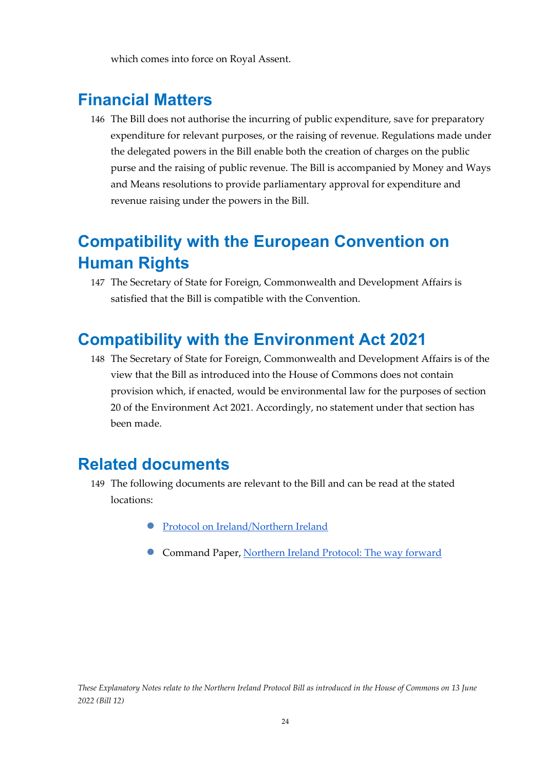which comes into force on Royal Assent.

## Financial Matters

146 The Bill does not authorise the incurring of public expenditure, save for preparatory expenditure for relevant purposes, or the raising of revenue. Regulations made under the delegated powers in the Bill enable both the creation of charges on the public purse and the raising of public revenue. The Bill is accompanied by Money and Ways and Means resolutions to provide parliamentary approval for expenditure and revenue raising under the powers in the Bill.

## Compatibility with the European Convention on Human Rights

147 The Secretary of State for Foreign, Commonwealth and Development Affairs is satisfied that the Bill is compatible with the Convention.

## Compatibility with the Environment Act 2021

148 The Secretary of State for Foreign, Commonwealth and Development Affairs is of the view that the Bill as introduced into the House of Commons does not contain provision which, if enacted, would be environmental law for the purposes of section 20 of the Environment Act 2021. Accordingly, no statement under that section has been made.

## Related documents

149 The following documents are relevant to the Bill and can be read at the stated locations:

- Protocol on Ireland/Northern Ireland
- Command Paper, Northern Ireland Protocol: The way forward

*These Explanatory Notes relate to the Northern Ireland Protocol Bill as introduced in the House of Commons on 13 June 2022 (Bill 12)*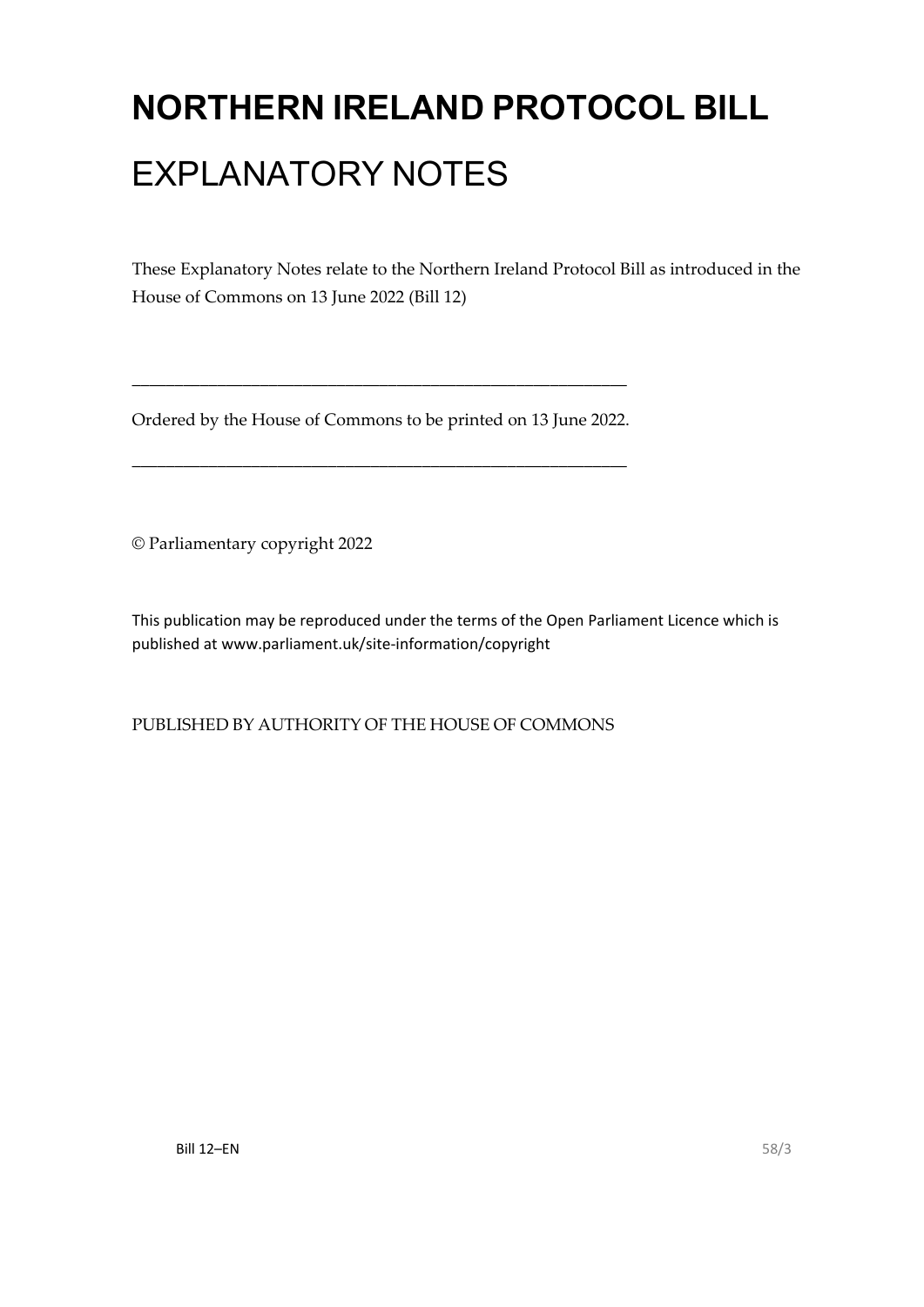# NORTHERN IRELAND PROTOCOL BILL

# EXPLANATORY NOTES

These Explanatory Notes relate to the Northern Ireland Protocol Bill as introduced in the House of Commons on 13 June 2022 (Bill 12)

---

Ordered by the House of Commons to be printed on 13 June 2022.

---

© Parliamentary copyright 2022

This publication may be reproduced under the terms of the Open Parliament Licence which is published at www.parliament.uk/site-information/copyright

PUBLISHED BY AUTHORITY OF THE HOUSE OF COMMONS

Bill 12–EN 58/3